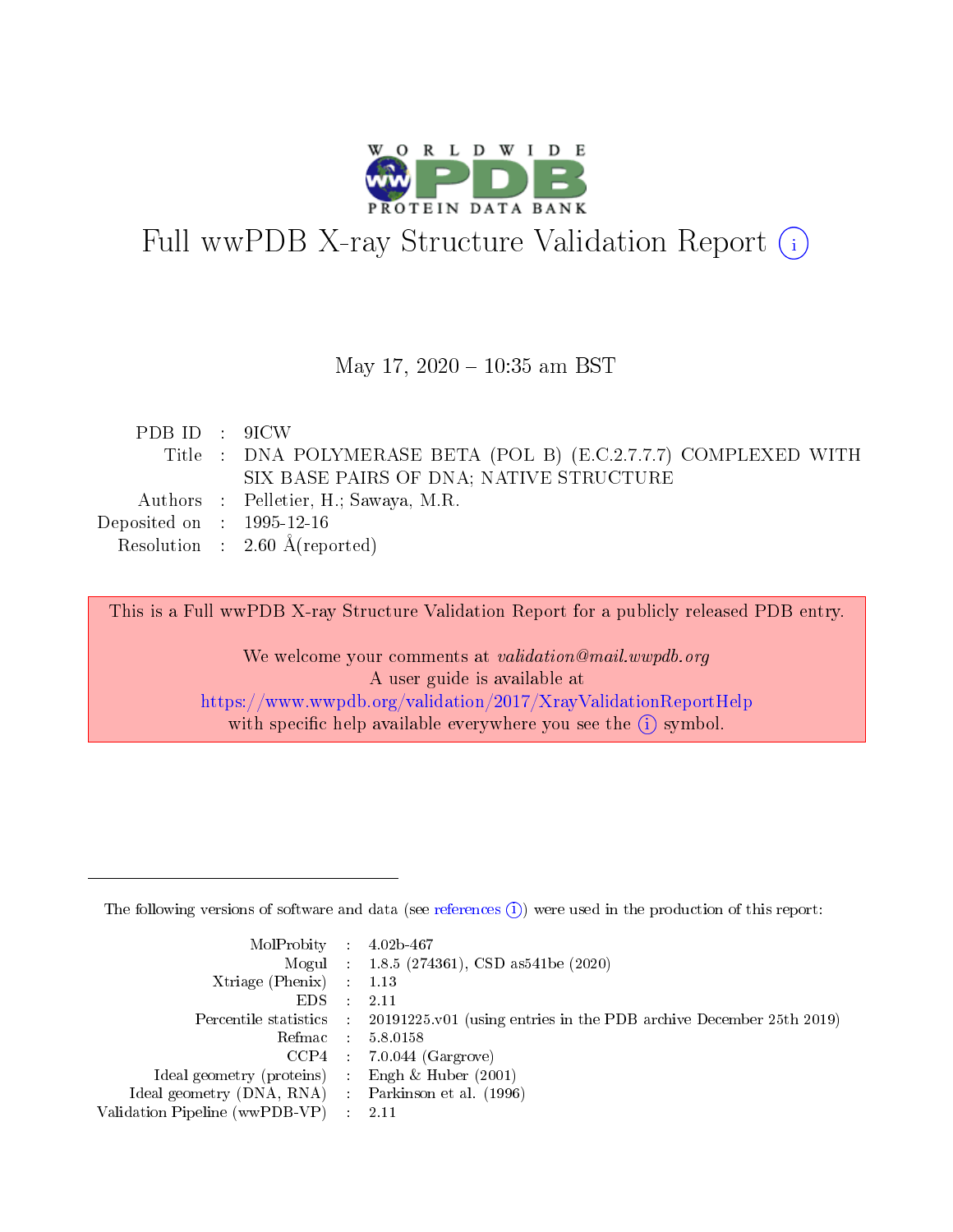# Full wwPDB X-ray Structure Validation Report (i)

May 17, 2020 – 10:35 am BST

| | | |
|---|---|---|
| PDB ID | : | 9ICW |
| Title | : | DNA POLYMERASE BETA (POL B) (E.C.2.7.7.7) COMPLEXED WITH SIX BASE PAIRS OF DNA; NATIVE STRUCTURE |
| Authors | : | Pelletier, H.; Sawaya, M.R. |
| Deposited on | : | 1995-12-16 |
| Resolution | : | 2.60 Å(reported) |

This is a Full wwPDB X-ray Structure Validation Report for a publicly released PDB entry.

We welcome your comments at *validation@mail.wwpdb.org*
A user guide is available at
https://www.wwpdb.org/validation/2017/XrayValidationReportHelp
with specific help available everywhere you see the (i) symbol.

The following versions of software and data (see references (i)) were used in the production of this report:

| | | |
|---|---|---|
| MolProbity | : | 4.02b-467 |
| Mogul | : | 1.8.5 (274361), CSD as541be (2020) |
| Xtriage (Phenix) | : | 1.13 |
| EDS | : | 2.11 |
| Percentile statistics | : | 20191225.v01 (using entries in the PDB archive December 25th 2019) |
| Refmac | : | 5.8.0158 |
| CCP4 | : | 7.0.044 (Gargrove) |
| Ideal geometry (proteins) | : | Engh & Huber (2001) |
| Ideal geometry (DNA, RNA) | : | Parkinson et al. (1996) |
| Validation Pipeline (wwPDB-VP) | : | 2.11 |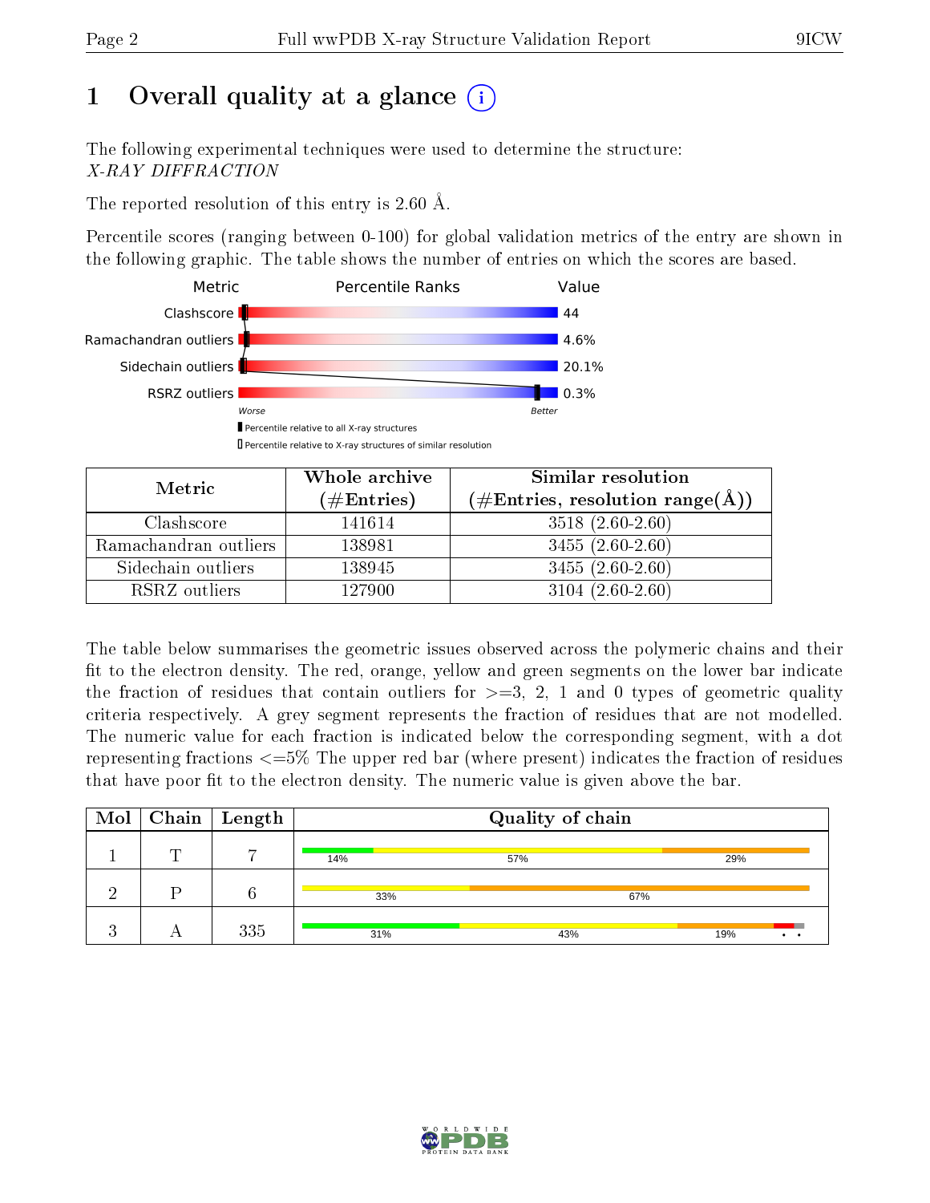# 1 Overall quality at a glance (i)

The following experimental techniques were used to determine the structure:
*X-RAY DIFFRACTION*

The reported resolution of this entry is 2.60 Å.

Percentile scores (ranging between 0-100) for global validation metrics of the entry are shown in the following graphic. The table shows the number of entries on which the scores are based.

| Metric | Value |
|---|---|
| Clashscore | 44 |
| Ramachandran outliers | 4.6% |
| Sidechain outliers | 20.1% |
| RSRZ outliers | 0.3% |

Worse — Better

Percentile relative to all X-ray structures

Percentile relative to X-ray structures of similar resolution

| Metric | Whole archive (#Entries) | Similar resolution (#Entries, resolution range(Å)) |
|---|---|---|
| Clashscore | 141614 | 3518 (2.60-2.60) |
| Ramachandran outliers | 138981 | 3455 (2.60-2.60) |
| Sidechain outliers | 138945 | 3455 (2.60-2.60) |
| RSRZ outliers | 127900 | 3104 (2.60-2.60) |

The table below summarises the geometric issues observed across the polymeric chains and their fit to the electron density. The red, orange, yellow and green segments on the lower bar indicate the fraction of residues that contain outliers for >=3, 2, 1 and 0 types of geometric quality criteria respectively. A grey segment represents the fraction of residues that are not modelled. The numeric value for each fraction is indicated below the corresponding segment, with a dot representing fractions <=5% The upper red bar (where present) indicates the fraction of residues that have poor fit to the electron density. The numeric value is given above the bar.

| Mol | Chain | Length | Quality of chain |
|---|---|---|---|
| 1 | T | 7 | 14% / 57% / 29% |
| 2 | P | 6 | 33% / 67% |
| 3 | A | 335 | 31% / 43% / 19% / • / • |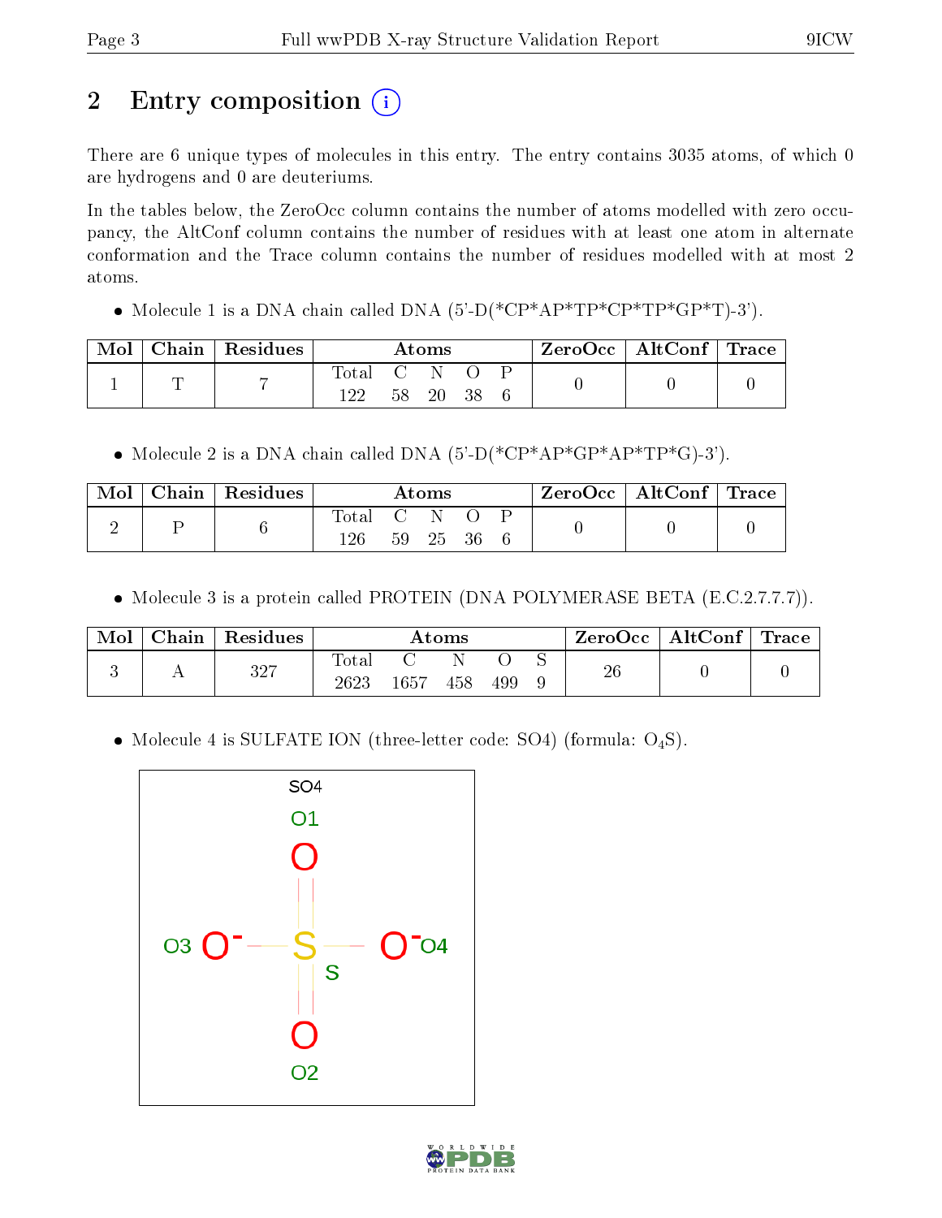## 2 Entry composition

There are 6 unique types of molecules in this entry. The entry contains 3035 atoms, of which 0 are hydrogens and 0 are deuteriums.

In the tables below, the ZeroOcc column contains the number of atoms modelled with zero occupancy, the AltConf column contains the number of residues with at least one atom in alternate conformation and the Trace column contains the number of residues modelled with at most 2 atoms.

- Molecule 1 is a DNA chain called DNA (5'-D(*CP*AP*TP*CP*TP*GP*T)-3').

| Mol | Chain | Residues | Atoms | | | | | ZeroOcc | AltConf | Trace |
|---|---|---|---|---|---|---|---|---|---|---|
| | | | Total | C | N | O | P | | | |
| 1 | T | 7 | 122 | 58 | 20 | 38 | 6 | 0 | 0 | 0 |

- Molecule 2 is a DNA chain called DNA (5'-D(*CP*AP*GP*AP*TP*G)-3').

| Mol | Chain | Residues | Atoms | | | | | ZeroOcc | AltConf | Trace |
|---|---|---|---|---|---|---|---|---|---|---|
| | | | Total | C | N | O | P | | | |
| 2 | P | 6 | 126 | 59 | 25 | 36 | 6 | 0 | 0 | 0 |

- Molecule 3 is a protein called PROTEIN (DNA POLYMERASE BETA (E.C.2.7.7.7)).

| Mol | Chain | Residues | Atoms | | | | | ZeroOcc | AltConf | Trace |
|---|---|---|---|---|---|---|---|---|---|---|
| | | | Total | C | N | O | S | | | |
| 3 | A | 327 | 2623 | 1657 | 458 | 499 | 9 | 26 | 0 | 0 |

- Molecule 4 is SULFATE ION (three-letter code: SO4) (formula: $O_4S$).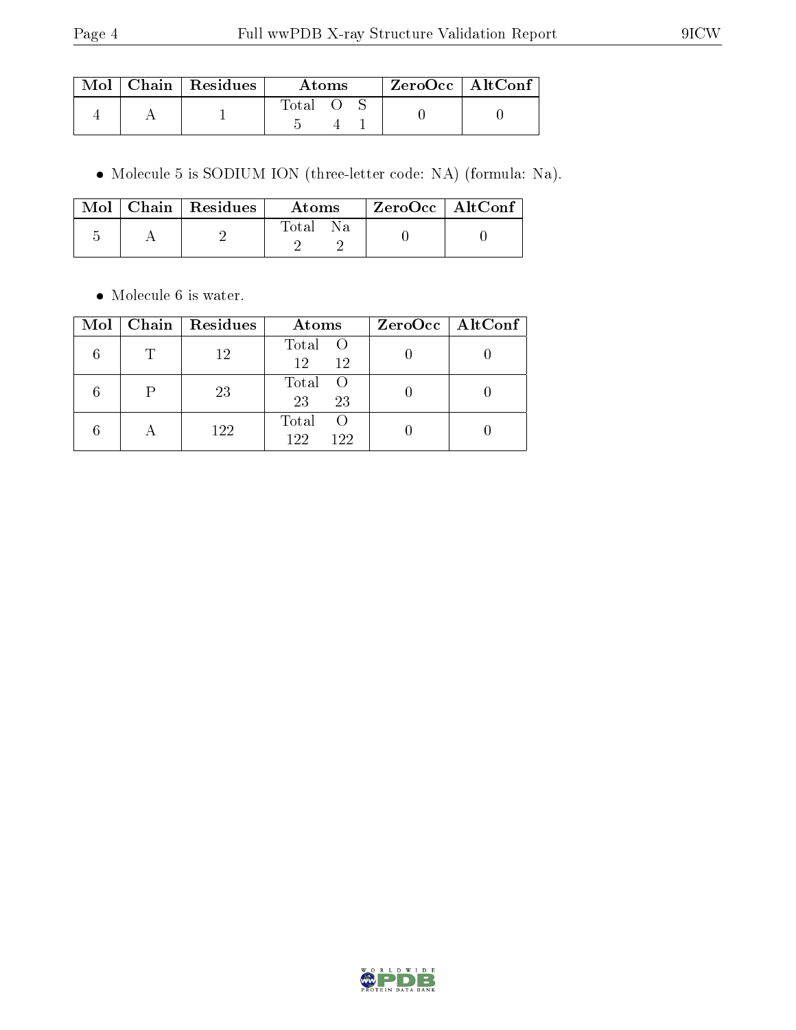| Mol | Chain | Residues | Atoms | | | ZeroOcc | AltConf |
|---|---|---|---|---|---|---|---|
| | | | Total | O | S | | |
| 4 | A | 1 | 5 | 4 | 1 | 0 | 0 |

- Molecule 5 is SODIUM ION (three-letter code: NA) (formula: Na).

| Mol | Chain | Residues | Atoms | | ZeroOcc | AltConf |
|---|---|---|---|---|---|---|
| | | | Total | Na | | |
| 5 | A | 2 | 2 | 2 | 0 | 0 |

- Molecule 6 is water.

| Mol | Chain | Residues | Atoms | | ZeroOcc | AltConf |
|---|---|---|---|---|---|---|
| | | | Total | O | | |
| 6 | T | 12 | 12 | 12 | 0 | 0 |
| 6 | P | 23 | 23 | 23 | 0 | 0 |
| 6 | A | 122 | 122 | 122 | 0 | 0 |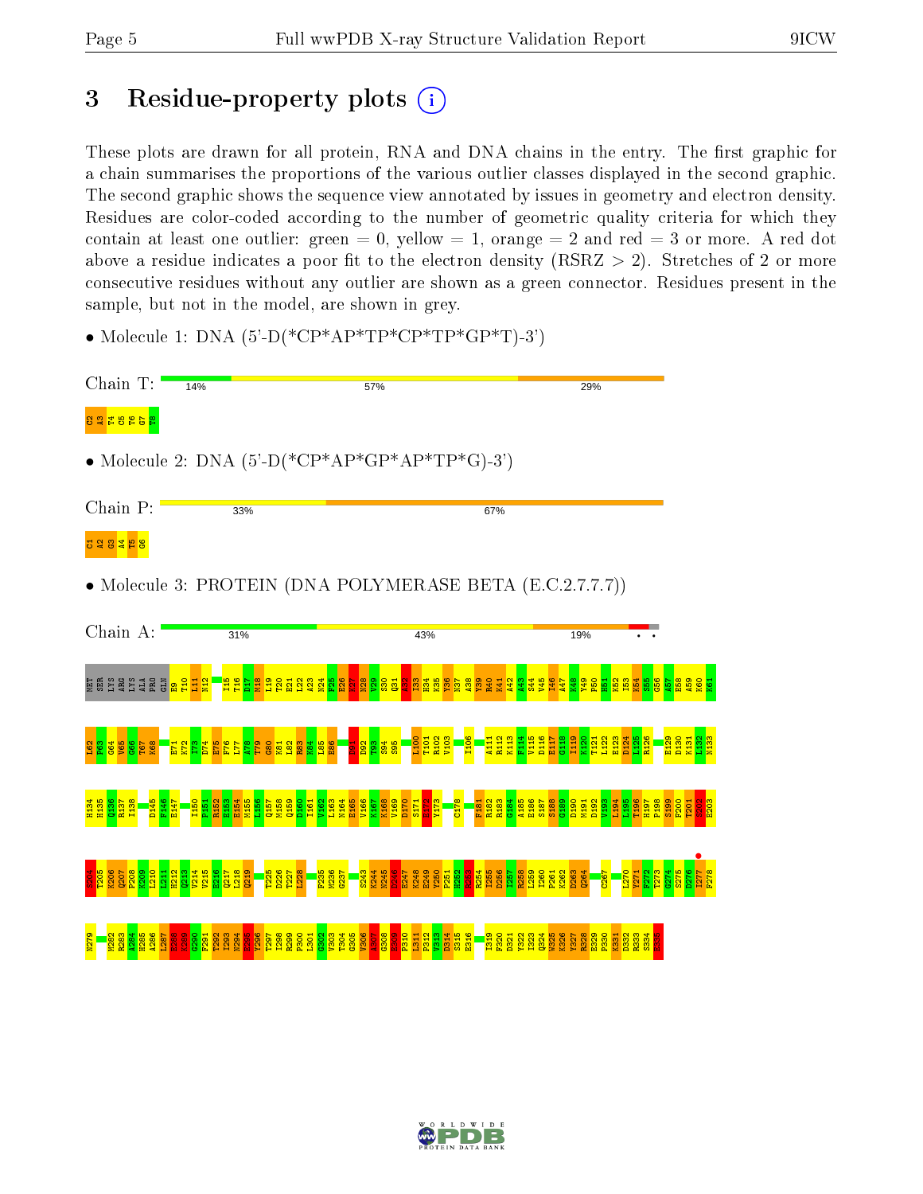# 3 Residue-property plots

These plots are drawn for all protein, RNA and DNA chains in the entry. The first graphic for a chain summarises the proportions of the various outlier classes displayed in the second graphic. The second graphic shows the sequence view annotated by issues in geometry and electron density. Residues are color-coded according to the number of geometric quality criteria for which they contain at least one outlier: green = 0, yellow = 1, orange = 2 and red = 3 or more. A red dot above a residue indicates a poor fit to the electron density (RSRZ > 2). Stretches of 2 or more consecutive residues without any outlier are shown as a green connector. Residues present in the sample, but not in the model, are shown in grey.

- Molecule 1: DNA (5'-D(*CP*AP*TP*CP*TP*GP*T)-3')

Chain T: 14% | 57% | 29%

C2 A3 T4 C5 T6 G7 T8

- Molecule 2: DNA (5'-D(*CP*AP*GP*AP*TP*G)-3')

Chain P: 33% | 67%

C1 A2 G3 A4 T5 G6

- Molecule 3: PROTEIN (DNA POLYMERASE BETA (E.C.2.7.7.7))

Chain A: 31% | 43% | 19%

MET SER LYS ARG LYS ALA PRO GLN E9 T10 L11 N12 I15 T16 D17 M18 L19 T20 E21 L22 A23 N24 F25 E26 K27 N28 V29 S30 Q31 A32 I33 H34 K35 Y36 N37 A38 Y39 R40 K41 A42 A43 S44 V45 I46 A47 K48 Y49 P50 H51 K52 I53 K54 S55 G56 A57 E58 A59 K60 K61

L62 P63 G64 V65 G66 T67 K68 E71 K72 I73 D74 E75 F76 L77 A78 T79 G80 K81 L82 R83 K84 L85 E86 D91 D92 T93 S94 S95 L100 T101 R102 V103 I106 A111 R112 K113 F114 V115 D116 E117 G118 I119 K120 T121 L122 E123 D124 L125 R126 E129 D130 K131 L132 N133

H134 H135 Q136 R137 I138 D145 F146 E147 I150 P151 R152 E153 E154 M155 L156 Q157 M158 Q159 D160 I161 V162 L163 N164 E165 V166 K167 K168 V169 D170 S171 E172 Y173 C178 F181 R182 R183 G184 A185 E186 S187 S188 G189 D190 M191 D192 V193 L194 L195 T196 H197 P198 S199 F200 T201 S202 E203

S204 K205 K206 Q207 P208 K209 L210 L211 H212 Q213 V214 V215 E216 Q217 L218 Q219 T225 D226 T227 L228 F235 M236 G237 S243 K244 N245 E246 E247 K248 E249 Y250 P251 H252 R253 R254 I255 D256 I257 R258 L259 I260 P261 K262 D263 Q264 C267 L270 Y271 F272 T273 G274 S275 D276 I277 F278

N279 M282 R283 A284 H285 A286 L287 E288 K289 G290 F291 T292 I293 N294 E295 Y296 T297 I298 R299 P300 L301 G302 V303 T304 G305 V306 A307 G308 E309 P310 L311 P312 V313 D314 S315 E316 I319 F320 D321 Y322 I323 Q324 W325 K326 Y327 R328 E329 P330 K331 D332 R333 S334 E335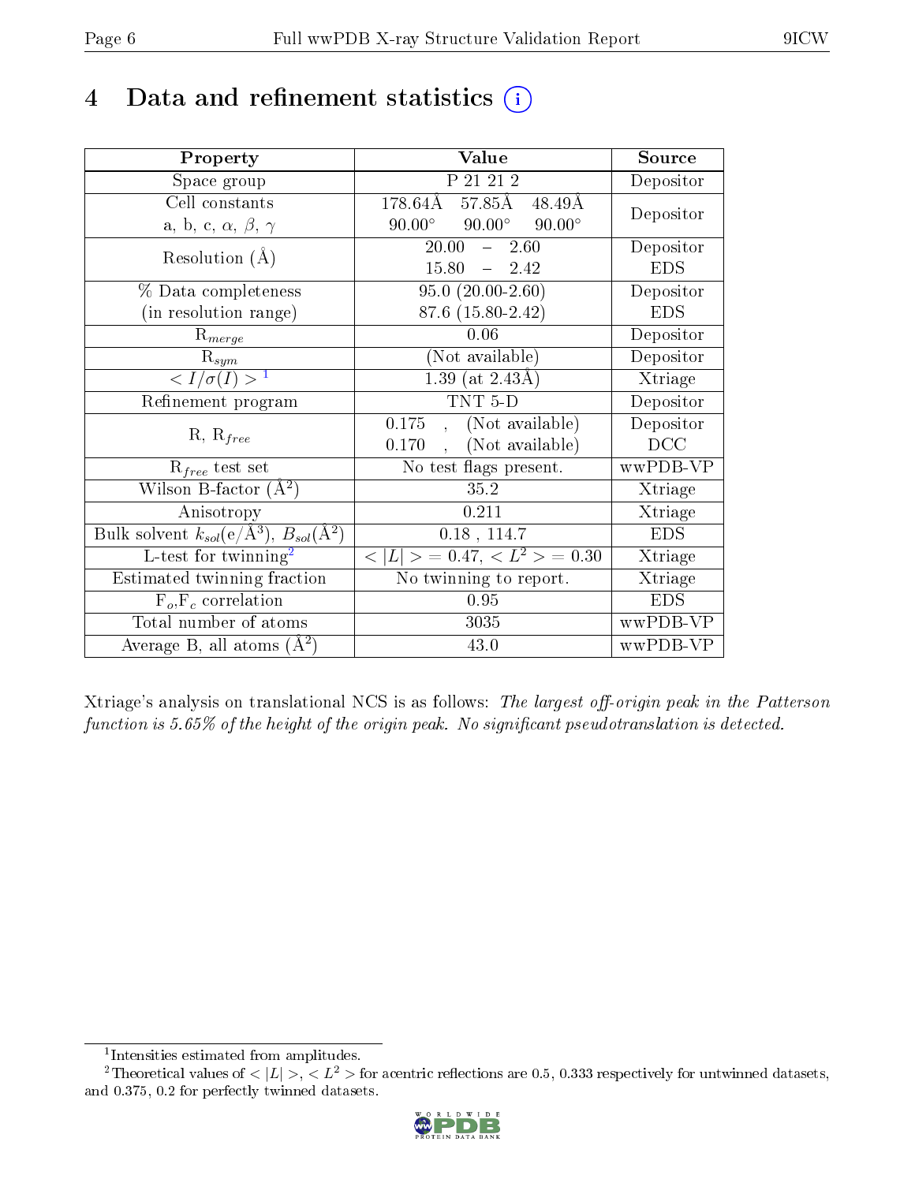# 4 Data and refinement statistics

| Property | Value | Source |
|---|---|---|
| Space group | P 21 21 2 | Depositor |
| Cell constants<br>a, b, c, $\alpha$, $\beta$, $\gamma$ | 178.64Å 57.85Å 48.49Å<br>90.00° 90.00° 90.00° | Depositor |
| Resolution (Å) | 20.00 – 2.60<br>15.80 – 2.42 | Depositor<br>EDS |
| % Data completeness<br>(in resolution range) | 95.0 (20.00-2.60)<br>87.6 (15.80-2.42) | Depositor<br>EDS |
| $R_{merge}$ | 0.06 | Depositor |
| $R_{sym}$ | (Not available) | Depositor |
| $< I/\sigma(I) >$ [1] | 1.39 (at 2.43Å) | Xtriage |
| Refinement program | TNT 5-D | Depositor |
| R, $R_{free}$ | 0.175 , (Not available)<br>0.170 , (Not available) | Depositor<br>DCC |
| $R_{free}$ test set | No test flags present. | wwPDB-VP |
| Wilson B-factor ($Å^2$) | 35.2 | Xtriage |
| Anisotropy | 0.211 | Xtriage |
| Bulk solvent $k_{sol}$(e/$Å^3$), $B_{sol}$($Å^2$) | 0.18 , 114.7 | EDS |
| L-test for twinning[2] | $< \|L\| >$ = 0.47, $< L^2 >$ = 0.30 | Xtriage |
| Estimated twinning fraction | No twinning to report. | Xtriage |
| $F_o$,$F_c$ correlation | 0.95 | EDS |
| Total number of atoms | 3035 | wwPDB-VP |
| Average B, all atoms ($Å^2$) | 43.0 | wwPDB-VP |

Xtriage's analysis on translational NCS is as follows: *The largest off-origin peak in the Patterson function is 5.65% of the height of the origin peak. No significant pseudotranslation is detected.*

[1] Intensities estimated from amplitudes.

[2] Theoretical values of $< |L| >$, $< L^2 >$ for acentric reflections are 0.5, 0.333 respectively for untwinned datasets, and 0.375, 0.2 for perfectly twinned datasets.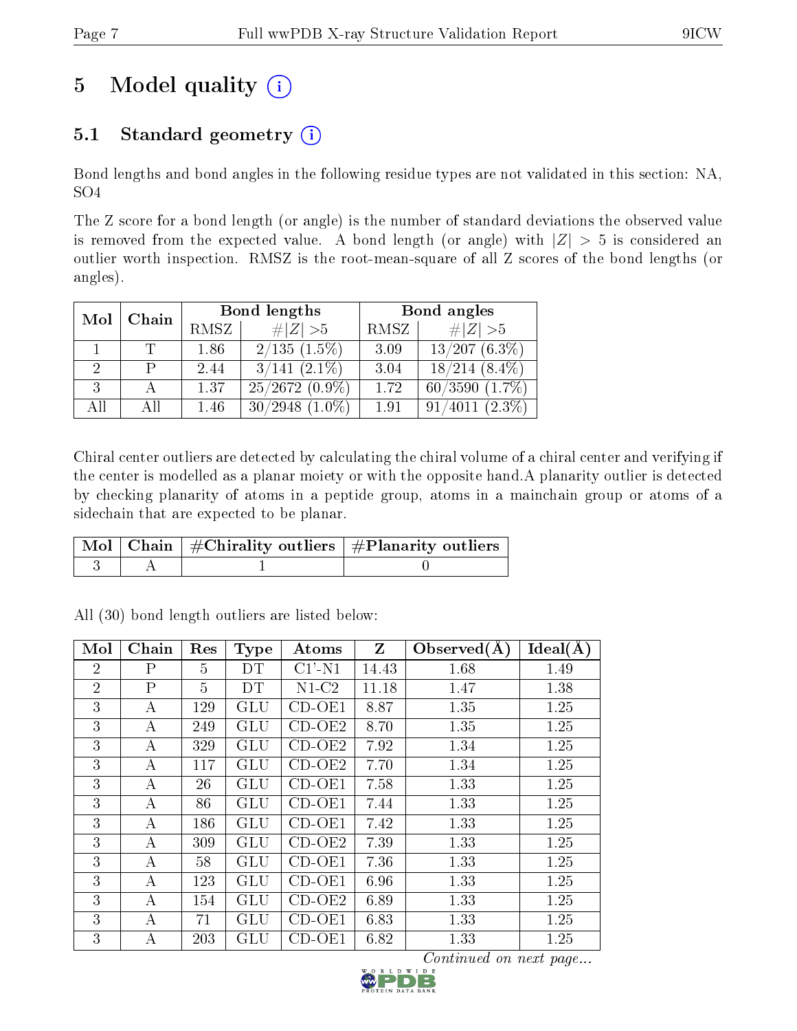# 5 Model quality (i)

## 5.1 Standard geometry (i)

Bond lengths and bond angles in the following residue types are not validated in this section: NA, SO4

The Z score for a bond length (or angle) is the number of standard deviations the observed value is removed from the expected value. A bond length (or angle) with $|Z| > 5$ is considered an outlier worth inspection. RMSZ is the root-mean-square of all Z scores of the bond lengths (or angles).

| Mol | Chain | Bond lengths | | Bond angles | |
|---|---|---|---|---|---|
| | | RMSZ | #\|Z\| >5 | RMSZ | #\|Z\| >5 |
| 1 | T | 1.86 | 2/135 (1.5%) | 3.09 | 13/207 (6.3%) |
| 2 | P | 2.44 | 3/141 (2.1%) | 3.04 | 18/214 (8.4%) |
| 3 | A | 1.37 | 25/2672 (0.9%) | 1.72 | 60/3590 (1.7%) |
| All | All | 1.46 | 30/2948 (1.0%) | 1.91 | 91/4011 (2.3%) |

Chiral center outliers are detected by calculating the chiral volume of a chiral center and verifying if the center is modelled as a planar moiety or with the opposite hand.A planarity outlier is detected by checking planarity of atoms in a peptide group, atoms in a mainchain group or atoms of a sidechain that are expected to be planar.

| Mol | Chain | #Chirality outliers | #Planarity outliers |
|---|---|---|---|
| 3 | A | 1 | 0 |

All (30) bond length outliers are listed below:

| Mol | Chain | Res | Type | Atoms | Z | Observed(Å) | Ideal(Å) |
|---|---|---|---|---|---|---|---|
| 2 | P | 5 | DT | C1'-N1 | 14.43 | 1.68 | 1.49 |
| 2 | P | 5 | DT | N1-C2 | 11.18 | 1.47 | 1.38 |
| 3 | A | 129 | GLU | CD-OE1 | 8.87 | 1.35 | 1.25 |
| 3 | A | 249 | GLU | CD-OE2 | 8.70 | 1.35 | 1.25 |
| 3 | A | 329 | GLU | CD-OE2 | 7.92 | 1.34 | 1.25 |
| 3 | A | 117 | GLU | CD-OE2 | 7.70 | 1.34 | 1.25 |
| 3 | A | 26 | GLU | CD-OE1 | 7.58 | 1.33 | 1.25 |
| 3 | A | 86 | GLU | CD-OE1 | 7.44 | 1.33 | 1.25 |
| 3 | A | 186 | GLU | CD-OE1 | 7.42 | 1.33 | 1.25 |
| 3 | A | 309 | GLU | CD-OE2 | 7.39 | 1.33 | 1.25 |
| 3 | A | 58 | GLU | CD-OE1 | 7.36 | 1.33 | 1.25 |
| 3 | A | 123 | GLU | CD-OE1 | 6.96 | 1.33 | 1.25 |
| 3 | A | 154 | GLU | CD-OE2 | 6.89 | 1.33 | 1.25 |
| 3 | A | 71 | GLU | CD-OE1 | 6.83 | 1.33 | 1.25 |
| 3 | A | 203 | GLU | CD-OE1 | 6.82 | 1.33 | 1.25 |

*Continued on next page...*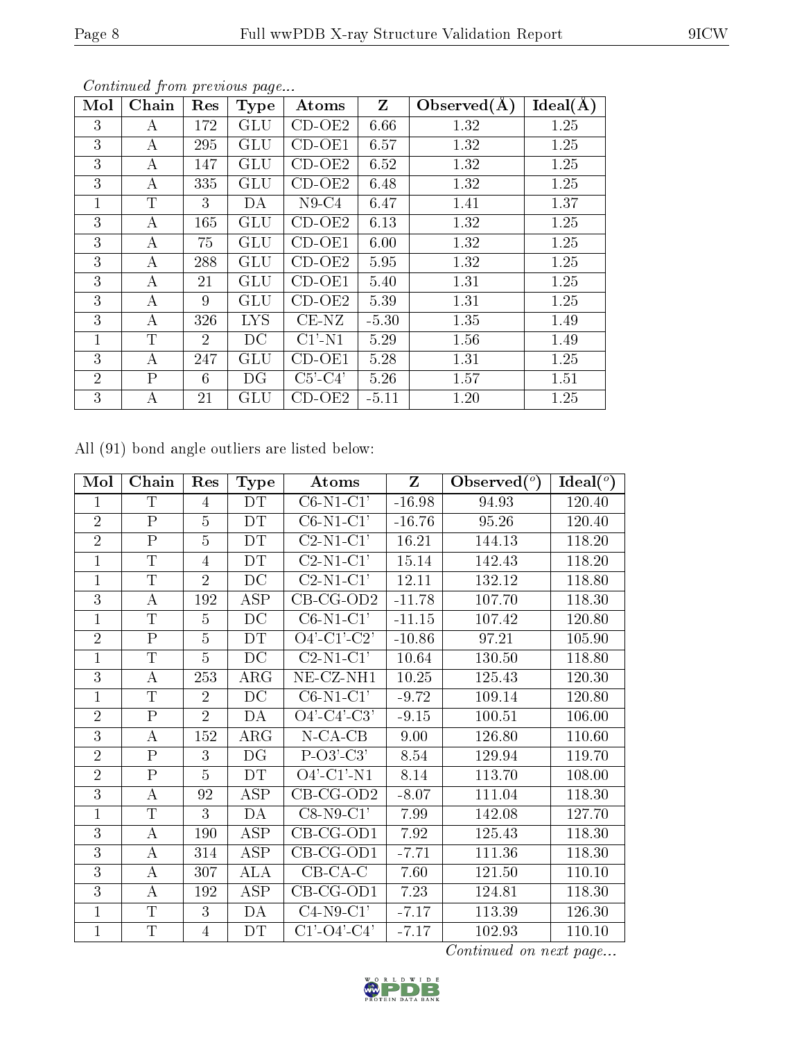*Continued from previous page...*

| Mol | Chain | Res | Type | Atoms | Z | Observed(Å) | Ideal(Å) |
|---|---|---|---|---|---|---|---|
| 3 | A | 172 | GLU | CD-OE2 | 6.66 | 1.32 | 1.25 |
| 3 | A | 295 | GLU | CD-OE1 | 6.57 | 1.32 | 1.25 |
| 3 | A | 147 | GLU | CD-OE2 | 6.52 | 1.32 | 1.25 |
| 3 | A | 335 | GLU | CD-OE2 | 6.48 | 1.32 | 1.25 |
| 1 | T | 3 | DA | N9-C4 | 6.47 | 1.41 | 1.37 |
| 3 | A | 165 | GLU | CD-OE2 | 6.13 | 1.32 | 1.25 |
| 3 | A | 75 | GLU | CD-OE1 | 6.00 | 1.32 | 1.25 |
| 3 | A | 288 | GLU | CD-OE2 | 5.95 | 1.32 | 1.25 |
| 3 | A | 21 | GLU | CD-OE1 | 5.40 | 1.31 | 1.25 |
| 3 | A | 9 | GLU | CD-OE2 | 5.39 | 1.31 | 1.25 |
| 3 | A | 326 | LYS | CE-NZ | -5.30 | 1.35 | 1.49 |
| 1 | T | 2 | DC | C1'-N1 | 5.29 | 1.56 | 1.49 |
| 3 | A | 247 | GLU | CD-OE1 | 5.28 | 1.31 | 1.25 |
| 2 | P | 6 | DG | C5'-C4' | 5.26 | 1.57 | 1.51 |
| 3 | A | 21 | GLU | CD-OE2 | -5.11 | 1.20 | 1.25 |

All (91) bond angle outliers are listed below:

| Mol | Chain | Res | Type | Atoms | Z | Observed(°) | Ideal(°) |
|---|---|---|---|---|---|---|---|
| 1 | T | 4 | DT | C6-N1-C1' | -16.98 | 94.93 | 120.40 |
| 2 | P | 5 | DT | C6-N1-C1' | -16.76 | 95.26 | 120.40 |
| 2 | P | 5 | DT | C2-N1-C1' | 16.21 | 144.13 | 118.20 |
| 1 | T | 4 | DT | C2-N1-C1' | 15.14 | 142.43 | 118.20 |
| 1 | T | 2 | DC | C2-N1-C1' | 12.11 | 132.12 | 118.80 |
| 3 | A | 192 | ASP | CB-CG-OD2 | -11.78 | 107.70 | 118.30 |
| 1 | T | 5 | DC | C6-N1-C1' | -11.15 | 107.42 | 120.80 |
| 2 | P | 5 | DT | O4'-C1'-C2' | -10.86 | 97.21 | 105.90 |
| 1 | T | 5 | DC | C2-N1-C1' | 10.64 | 130.50 | 118.80 |
| 3 | A | 253 | ARG | NE-CZ-NH1 | 10.25 | 125.43 | 120.30 |
| 1 | T | 2 | DC | C6-N1-C1' | -9.72 | 109.14 | 120.80 |
| 2 | P | 2 | DA | O4'-C4'-C3' | -9.15 | 100.51 | 106.00 |
| 3 | A | 152 | ARG | N-CA-CB | 9.00 | 126.80 | 110.60 |
| 2 | P | 3 | DG | P-O3'-C3' | 8.54 | 129.94 | 119.70 |
| 2 | P | 5 | DT | O4'-C1'-N1 | 8.14 | 113.70 | 108.00 |
| 3 | A | 92 | ASP | CB-CG-OD2 | -8.07 | 111.04 | 118.30 |
| 1 | T | 3 | DA | C8-N9-C1' | 7.99 | 142.08 | 127.70 |
| 3 | A | 190 | ASP | CB-CG-OD1 | 7.92 | 125.43 | 118.30 |
| 3 | A | 314 | ASP | CB-CG-OD1 | -7.71 | 111.36 | 118.30 |
| 3 | A | 307 | ALA | CB-CA-C | 7.60 | 121.50 | 110.10 |
| 3 | A | 192 | ASP | CB-CG-OD1 | 7.23 | 124.81 | 118.30 |
| 1 | T | 3 | DA | C4-N9-C1' | -7.17 | 113.39 | 126.30 |
| 1 | T | 4 | DT | C1'-O4'-C4' | -7.17 | 102.93 | 110.10 |

*Continued on next page...*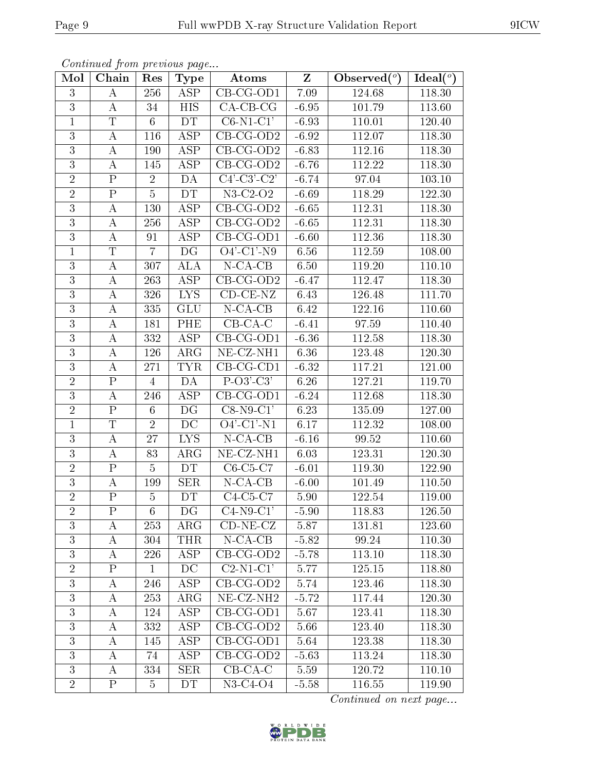*Continued from previous page...*

| Mol | Chain | Res | Type | Atoms | Z | Observed(°) | Ideal(°) |
|---|---|---|---|---|---|---|---|
| 3 | A | 256 | ASP | CB-CG-OD1 | 7.09 | 124.68 | 118.30 |
| 3 | A | 34 | HIS | CA-CB-CG | -6.95 | 101.79 | 113.60 |
| 1 | T | 6 | DT | C6-N1-C1' | -6.93 | 110.01 | 120.40 |
| 3 | A | 116 | ASP | CB-CG-OD2 | -6.92 | 112.07 | 118.30 |
| 3 | A | 190 | ASP | CB-CG-OD2 | -6.83 | 112.16 | 118.30 |
| 3 | A | 145 | ASP | CB-CG-OD2 | -6.76 | 112.22 | 118.30 |
| 2 | P | 2 | DA | C4'-C3'-C2' | -6.74 | 97.04 | 103.10 |
| 2 | P | 5 | DT | N3-C2-O2 | -6.69 | 118.29 | 122.30 |
| 3 | A | 130 | ASP | CB-CG-OD2 | -6.65 | 112.31 | 118.30 |
| 3 | A | 256 | ASP | CB-CG-OD2 | -6.65 | 112.31 | 118.30 |
| 3 | A | 91 | ASP | CB-CG-OD1 | -6.60 | 112.36 | 118.30 |
| 1 | T | 7 | DG | O4'-C1'-N9 | 6.56 | 112.59 | 108.00 |
| 3 | A | 307 | ALA | N-CA-CB | 6.50 | 119.20 | 110.10 |
| 3 | A | 263 | ASP | CB-CG-OD2 | -6.47 | 112.47 | 118.30 |
| 3 | A | 326 | LYS | CD-CE-NZ | 6.43 | 126.48 | 111.70 |
| 3 | A | 335 | GLU | N-CA-CB | 6.42 | 122.16 | 110.60 |
| 3 | A | 181 | PHE | CB-CA-C | -6.41 | 97.59 | 110.40 |
| 3 | A | 332 | ASP | CB-CG-OD1 | -6.36 | 112.58 | 118.30 |
| 3 | A | 126 | ARG | NE-CZ-NH1 | 6.36 | 123.48 | 120.30 |
| 3 | A | 271 | TYR | CB-CG-CD1 | -6.32 | 117.21 | 121.00 |
| 2 | P | 4 | DA | P-O3'-C3' | 6.26 | 127.21 | 119.70 |
| 3 | A | 246 | ASP | CB-CG-OD1 | -6.24 | 112.68 | 118.30 |
| 2 | P | 6 | DG | C8-N9-C1' | 6.23 | 135.09 | 127.00 |
| 1 | T | 2 | DC | O4'-C1'-N1 | 6.17 | 112.32 | 108.00 |
| 3 | A | 27 | LYS | N-CA-CB | -6.16 | 99.52 | 110.60 |
| 3 | A | 83 | ARG | NE-CZ-NH1 | 6.03 | 123.31 | 120.30 |
| 2 | P | 5 | DT | C6-C5-C7 | -6.01 | 119.30 | 122.90 |
| 3 | A | 199 | SER | N-CA-CB | -6.00 | 101.49 | 110.50 |
| 2 | P | 5 | DT | C4-C5-C7 | 5.90 | 122.54 | 119.00 |
| 2 | P | 6 | DG | C4-N9-C1' | -5.90 | 118.83 | 126.50 |
| 3 | A | 253 | ARG | CD-NE-CZ | 5.87 | 131.81 | 123.60 |
| 3 | A | 304 | THR | N-CA-CB | -5.82 | 99.24 | 110.30 |
| 3 | A | 226 | ASP | CB-CG-OD2 | -5.78 | 113.10 | 118.30 |
| 2 | P | 1 | DC | C2-N1-C1' | 5.77 | 125.15 | 118.80 |
| 3 | A | 246 | ASP | CB-CG-OD2 | 5.74 | 123.46 | 118.30 |
| 3 | A | 253 | ARG | NE-CZ-NH2 | -5.72 | 117.44 | 120.30 |
| 3 | A | 124 | ASP | CB-CG-OD1 | 5.67 | 123.41 | 118.30 |
| 3 | A | 332 | ASP | CB-CG-OD2 | 5.66 | 123.40 | 118.30 |
| 3 | A | 145 | ASP | CB-CG-OD1 | 5.64 | 123.38 | 118.30 |
| 3 | A | 74 | ASP | CB-CG-OD2 | -5.63 | 113.24 | 118.30 |
| 3 | A | 334 | SER | CB-CA-C | 5.59 | 120.72 | 110.10 |
| 2 | P | 5 | DT | N3-C4-O4 | -5.58 | 116.55 | 119.90 |

*Continued on next page...*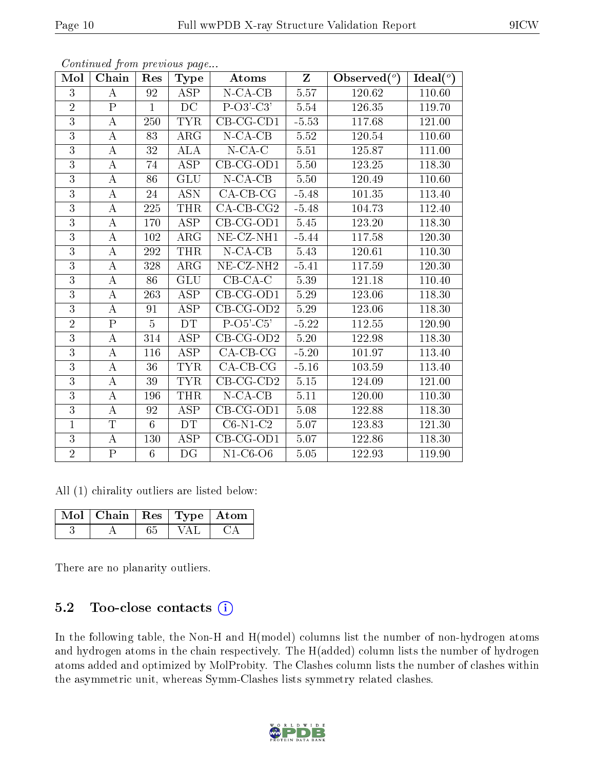*Continued from previous page...*

| Mol | Chain | Res | Type | Atoms | Z | Observed(°) | Ideal(°) |
|---|---|---|---|---|---|---|---|
| 3 | A | 92 | ASP | N-CA-CB | 5.57 | 120.62 | 110.60 |
| 2 | P | 1 | DC | P-O3'-C3' | 5.54 | 126.35 | 119.70 |
| 3 | A | 250 | TYR | CB-CG-CD1 | -5.53 | 117.68 | 121.00 |
| 3 | A | 83 | ARG | N-CA-CB | 5.52 | 120.54 | 110.60 |
| 3 | A | 32 | ALA | N-CA-C | 5.51 | 125.87 | 111.00 |
| 3 | A | 74 | ASP | CB-CG-OD1 | 5.50 | 123.25 | 118.30 |
| 3 | A | 86 | GLU | N-CA-CB | 5.50 | 120.49 | 110.60 |
| 3 | A | 24 | ASN | CA-CB-CG | -5.48 | 101.35 | 113.40 |
| 3 | A | 225 | THR | CA-CB-CG2 | -5.48 | 104.73 | 112.40 |
| 3 | A | 170 | ASP | CB-CG-OD1 | 5.45 | 123.20 | 118.30 |
| 3 | A | 102 | ARG | NE-CZ-NH1 | -5.44 | 117.58 | 120.30 |
| 3 | A | 292 | THR | N-CA-CB | 5.43 | 120.61 | 110.30 |
| 3 | A | 328 | ARG | NE-CZ-NH2 | -5.41 | 117.59 | 120.30 |
| 3 | A | 86 | GLU | CB-CA-C | 5.39 | 121.18 | 110.40 |
| 3 | A | 263 | ASP | CB-CG-OD1 | 5.29 | 123.06 | 118.30 |
| 3 | A | 91 | ASP | CB-CG-OD2 | 5.29 | 123.06 | 118.30 |
| 2 | P | 5 | DT | P-O5'-C5' | -5.22 | 112.55 | 120.90 |
| 3 | A | 314 | ASP | CB-CG-OD2 | 5.20 | 122.98 | 118.30 |
| 3 | A | 116 | ASP | CA-CB-CG | -5.20 | 101.97 | 113.40 |
| 3 | A | 36 | TYR | CA-CB-CG | -5.16 | 103.59 | 113.40 |
| 3 | A | 39 | TYR | CB-CG-CD2 | 5.15 | 124.09 | 121.00 |
| 3 | A | 196 | THR | N-CA-CB | 5.11 | 120.00 | 110.30 |
| 3 | A | 92 | ASP | CB-CG-OD1 | 5.08 | 122.88 | 118.30 |
| 1 | T | 6 | DT | C6-N1-C2 | 5.07 | 123.83 | 121.30 |
| 3 | A | 130 | ASP | CB-CG-OD1 | 5.07 | 122.86 | 118.30 |
| 2 | P | 6 | DG | N1-C6-O6 | 5.05 | 122.93 | 119.90 |

All (1) chirality outliers are listed below:

| Mol | Chain | Res | Type | Atom |
|---|---|---|---|---|
| 3 | A | 65 | VAL | CA |

There are no planarity outliers.

### 5.2 Too-close contacts (i)

In the following table, the Non-H and H(model) columns list the number of non-hydrogen atoms and hydrogen atoms in the chain respectively. The H(added) column lists the number of hydrogen atoms added and optimized by MolProbity. The Clashes column lists the number of clashes within the asymmetric unit, whereas Symm-Clashes lists symmetry related clashes.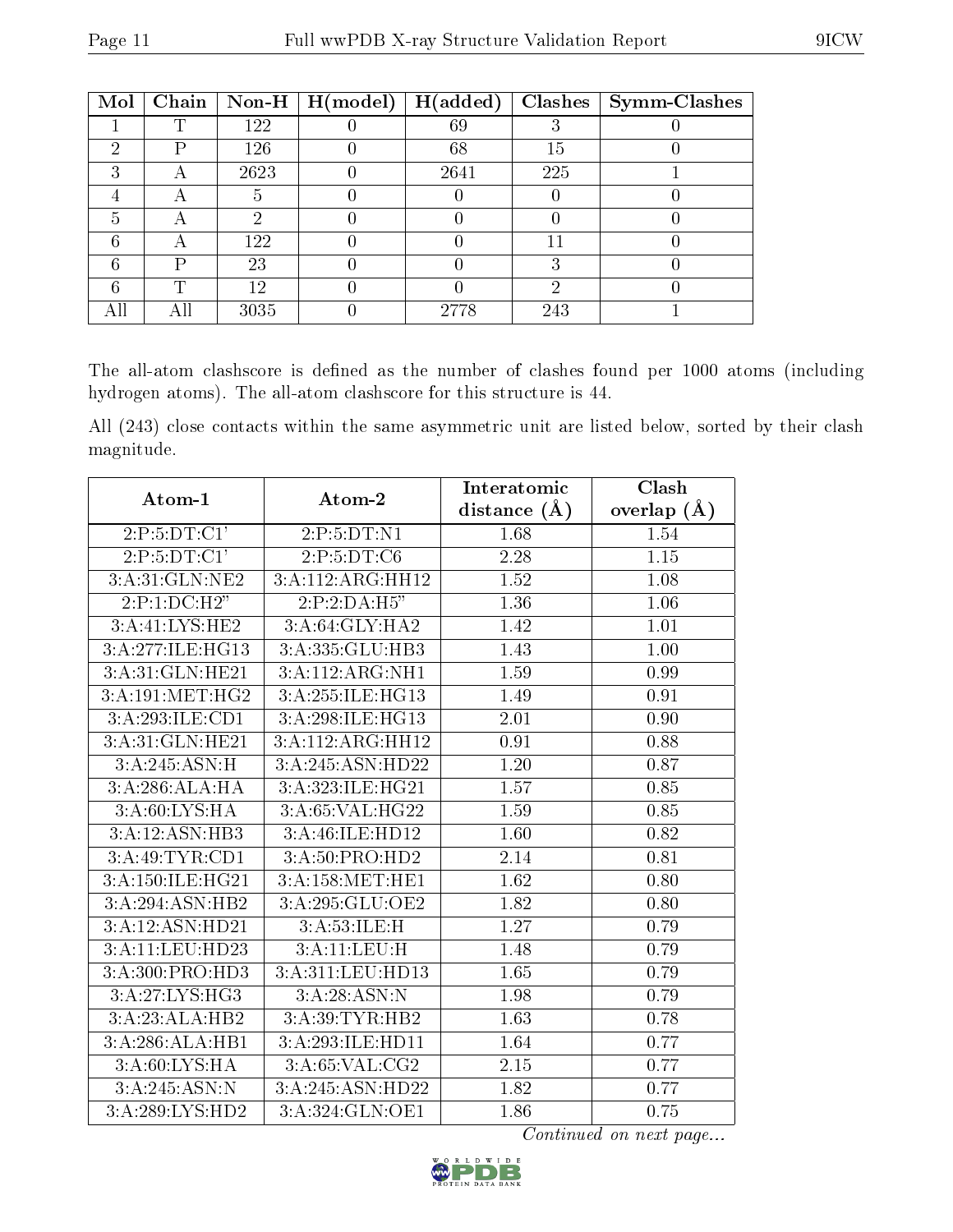| Mol | Chain | Non-H | H(model) | H(added) | Clashes | Symm-Clashes |
|---|---|---|---|---|---|---|
| 1 | T | 122 | 0 | 69 | 3 | 0 |
| 2 | P | 126 | 0 | 68 | 15 | 0 |
| 3 | A | 2623 | 0 | 2641 | 225 | 1 |
| 4 | A | 5 | 0 | 0 | 0 | 0 |
| 5 | A | 2 | 0 | 0 | 0 | 0 |
| 6 | A | 122 | 0 | 0 | 11 | 0 |
| 6 | P | 23 | 0 | 0 | 3 | 0 |
| 6 | T | 12 | 0 | 0 | 2 | 0 |
| All | All | 3035 | 0 | 2778 | 243 | 1 |

The all-atom clashscore is defined as the number of clashes found per 1000 atoms (including hydrogen atoms). The all-atom clashscore for this structure is 44.

All (243) close contacts within the same asymmetric unit are listed below, sorted by their clash magnitude.

| Atom-1 | Atom-2 | Interatomic distance (Å) | Clash overlap (Å) |
|---|---|---|---|
| 2:P:5:DT:C1' | 2:P:5:DT:N1 | 1.68 | 1.54 |
| 2:P:5:DT:C1' | 2:P:5:DT:C6 | 2.28 | 1.15 |
| 3:A:31:GLN:NE2 | 3:A:112:ARG:HH12 | 1.52 | 1.08 |
| 2:P:1:DC:H2" | 2:P:2:DA:H5" | 1.36 | 1.06 |
| 3:A:41:LYS:HE2 | 3:A:64:GLY:HA2 | 1.42 | 1.01 |
| 3:A:277:ILE:HG13 | 3:A:335:GLU:HB3 | 1.43 | 1.00 |
| 3:A:31:GLN:HE21 | 3:A:112:ARG:NH1 | 1.59 | 0.99 |
| 3:A:191:MET:HG2 | 3:A:255:ILE:HG13 | 1.49 | 0.91 |
| 3:A:293:ILE:CD1 | 3:A:298:ILE:HG13 | 2.01 | 0.90 |
| 3:A:31:GLN:HE21 | 3:A:112:ARG:HH12 | 0.91 | 0.88 |
| 3:A:245:ASN:H | 3:A:245:ASN:HD22 | 1.20 | 0.87 |
| 3:A:286:ALA:HA | 3:A:323:ILE:HG21 | 1.57 | 0.85 |
| 3:A:60:LYS:HA | 3:A:65:VAL:HG22 | 1.59 | 0.85 |
| 3:A:12:ASN:HB3 | 3:A:46:ILE:HD12 | 1.60 | 0.82 |
| 3:A:49:TYR:CD1 | 3:A:50:PRO:HD2 | 2.14 | 0.81 |
| 3:A:150:ILE:HG21 | 3:A:158:MET:HE1 | 1.62 | 0.80 |
| 3:A:294:ASN:HB2 | 3:A:295:GLU:OE2 | 1.82 | 0.80 |
| 3:A:12:ASN:HD21 | 3:A:53:ILE:H | 1.27 | 0.79 |
| 3:A:11:LEU:HD23 | 3:A:11:LEU:H | 1.48 | 0.79 |
| 3:A:300:PRO:HD3 | 3:A:311:LEU:HD13 | 1.65 | 0.79 |
| 3:A:27:LYS:HG3 | 3:A:28:ASN:N | 1.98 | 0.79 |
| 3:A:23:ALA:HB2 | 3:A:39:TYR:HB2 | 1.63 | 0.78 |
| 3:A:286:ALA:HB1 | 3:A:293:ILE:HD11 | 1.64 | 0.77 |
| 3:A:60:LYS:HA | 3:A:65:VAL:CG2 | 2.15 | 0.77 |
| 3:A:245:ASN:N | 3:A:245:ASN:HD22 | 1.82 | 0.77 |
| 3:A:289:LYS:HD2 | 3:A:324:GLN:OE1 | 1.86 | 0.75 |

*Continued on next page...*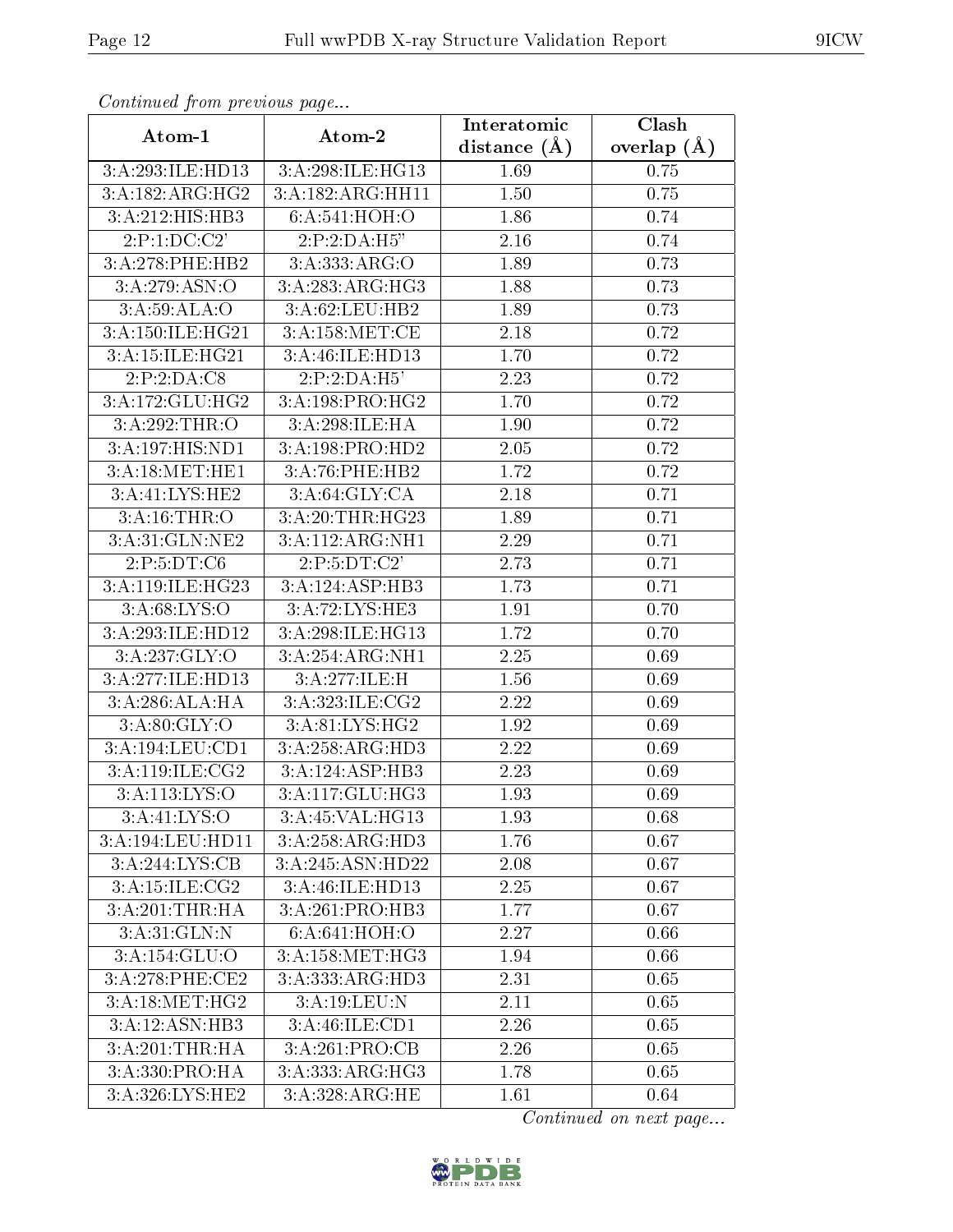*Continued from previous page...*

| Atom-1 | Atom-2 | Interatomic distance (Å) | Clash overlap (Å) |
|---|---|---|---|
| 3:A:293:ILE:HD13 | 3:A:298:ILE:HG13 | 1.69 | 0.75 |
| 3:A:182:ARG:HG2 | 3:A:182:ARG:HH11 | 1.50 | 0.75 |
| 3:A:212:HIS:HB3 | 6:A:541:HOH:O | 1.86 | 0.74 |
| 2:P:1:DC:C2' | 2:P:2:DA:H5" | 2.16 | 0.74 |
| 3:A:278:PHE:HB2 | 3:A:333:ARG:O | 1.89 | 0.73 |
| 3:A:279:ASN:O | 3:A:283:ARG:HG3 | 1.88 | 0.73 |
| 3:A:59:ALA:O | 3:A:62:LEU:HB2 | 1.89 | 0.73 |
| 3:A:150:ILE:HG21 | 3:A:158:MET:CE | 2.18 | 0.72 |
| 3:A:15:ILE:HG21 | 3:A:46:ILE:HD13 | 1.70 | 0.72 |
| 2:P:2:DA:C8 | 2:P:2:DA:H5' | 2.23 | 0.72 |
| 3:A:172:GLU:HG2 | 3:A:198:PRO:HG2 | 1.70 | 0.72 |
| 3:A:292:THR:O | 3:A:298:ILE:HA | 1.90 | 0.72 |
| 3:A:197:HIS:ND1 | 3:A:198:PRO:HD2 | 2.05 | 0.72 |
| 3:A:18:MET:HE1 | 3:A:76:PHE:HB2 | 1.72 | 0.72 |
| 3:A:41:LYS:HE2 | 3:A:64:GLY:CA | 2.18 | 0.71 |
| 3:A:16:THR:O | 3:A:20:THR:HG23 | 1.89 | 0.71 |
| 3:A:31:GLN:NE2 | 3:A:112:ARG:NH1 | 2.29 | 0.71 |
| 2:P:5:DT:C6 | 2:P:5:DT:C2' | 2.73 | 0.71 |
| 3:A:119:ILE:HG23 | 3:A:124:ASP:HB3 | 1.73 | 0.71 |
| 3:A:68:LYS:O | 3:A:72:LYS:HE3 | 1.91 | 0.70 |
| 3:A:293:ILE:HD12 | 3:A:298:ILE:HG13 | 1.72 | 0.70 |
| 3:A:237:GLY:O | 3:A:254:ARG:NH1 | 2.25 | 0.69 |
| 3:A:277:ILE:HD13 | 3:A:277:ILE:H | 1.56 | 0.69 |
| 3:A:286:ALA:HA | 3:A:323:ILE:CG2 | 2.22 | 0.69 |
| 3:A:80:GLY:O | 3:A:81:LYS:HG2 | 1.92 | 0.69 |
| 3:A:194:LEU:CD1 | 3:A:258:ARG:HD3 | 2.22 | 0.69 |
| 3:A:119:ILE:CG2 | 3:A:124:ASP:HB3 | 2.23 | 0.69 |
| 3:A:113:LYS:O | 3:A:117:GLU:HG3 | 1.93 | 0.69 |
| 3:A:41:LYS:O | 3:A:45:VAL:HG13 | 1.93 | 0.68 |
| 3:A:194:LEU:HD11 | 3:A:258:ARG:HD3 | 1.76 | 0.67 |
| 3:A:244:LYS:CB | 3:A:245:ASN:HD22 | 2.08 | 0.67 |
| 3:A:15:ILE:CG2 | 3:A:46:ILE:HD13 | 2.25 | 0.67 |
| 3:A:201:THR:HA | 3:A:261:PRO:HB3 | 1.77 | 0.67 |
| 3:A:31:GLN:N | 6:A:641:HOH:O | 2.27 | 0.66 |
| 3:A:154:GLU:O | 3:A:158:MET:HG3 | 1.94 | 0.66 |
| 3:A:278:PHE:CE2 | 3:A:333:ARG:HD3 | 2.31 | 0.65 |
| 3:A:18:MET:HG2 | 3:A:19:LEU:N | 2.11 | 0.65 |
| 3:A:12:ASN:HB3 | 3:A:46:ILE:CD1 | 2.26 | 0.65 |
| 3:A:201:THR:HA | 3:A:261:PRO:CB | 2.26 | 0.65 |
| 3:A:330:PRO:HA | 3:A:333:ARG:HG3 | 1.78 | 0.65 |
| 3:A:326:LYS:HE2 | 3:A:328:ARG:HE | 1.61 | 0.64 |

*Continued on next page...*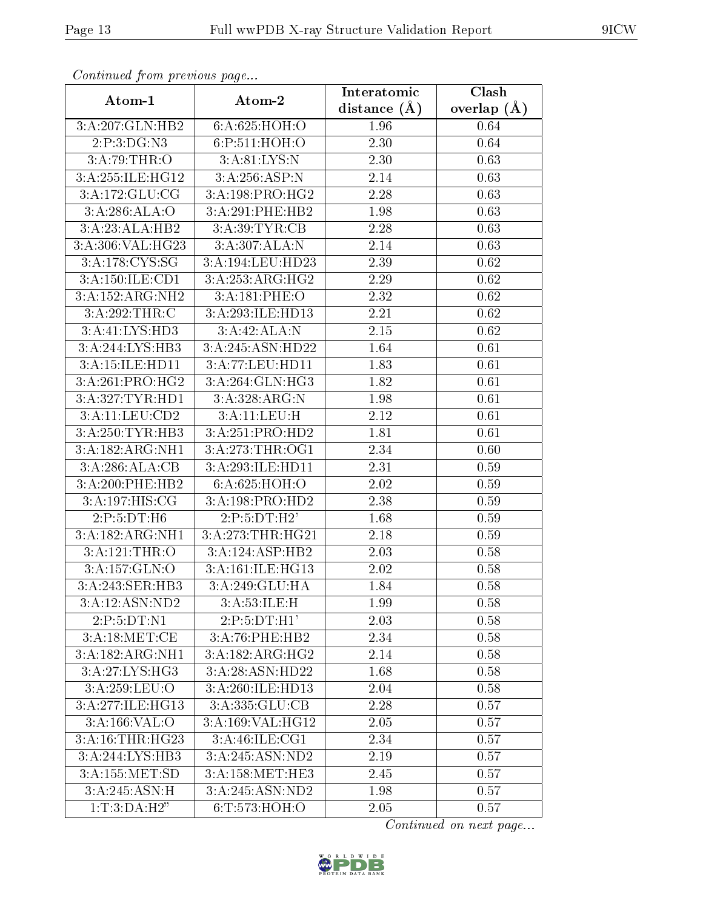*Continued from previous page...*

| Atom-1 | Atom-2 | Interatomic distance (Å) | Clash overlap (Å) |
| --- | --- | --- | --- |
| 3:A:207:GLN:HB2 | 6:A:625:HOH:O | 1.96 | 0.64 |
| 2:P:3:DG:N3 | 6:P:511:HOH:O | 2.30 | 0.64 |
| 3:A:79:THR:O | 3:A:81:LYS:N | 2.30 | 0.63 |
| 3:A:255:ILE:HG12 | 3:A:256:ASP:N | 2.14 | 0.63 |
| 3:A:172:GLU:CG | 3:A:198:PRO:HG2 | 2.28 | 0.63 |
| 3:A:286:ALA:O | 3:A:291:PHE:HB2 | 1.98 | 0.63 |
| 3:A:23:ALA:HB2 | 3:A:39:TYR:CB | 2.28 | 0.63 |
| 3:A:306:VAL:HG23 | 3:A:307:ALA:N | 2.14 | 0.63 |
| 3:A:178:CYS:SG | 3:A:194:LEU:HD23 | 2.39 | 0.62 |
| 3:A:150:ILE:CD1 | 3:A:253:ARG:HG2 | 2.29 | 0.62 |
| 3:A:152:ARG:NH2 | 3:A:181:PHE:O | 2.32 | 0.62 |
| 3:A:292:THR:C | 3:A:293:ILE:HD13 | 2.21 | 0.62 |
| 3:A:41:LYS:HD3 | 3:A:42:ALA:N | 2.15 | 0.62 |
| 3:A:244:LYS:HB3 | 3:A:245:ASN:HD22 | 1.64 | 0.61 |
| 3:A:15:ILE:HD11 | 3:A:77:LEU:HD11 | 1.83 | 0.61 |
| 3:A:261:PRO:HG2 | 3:A:264:GLN:HG3 | 1.82 | 0.61 |
| 3:A:327:TYR:HD1 | 3:A:328:ARG:N | 1.98 | 0.61 |
| 3:A:11:LEU:CD2 | 3:A:11:LEU:H | 2.12 | 0.61 |
| 3:A:250:TYR:HB3 | 3:A:251:PRO:HD2 | 1.81 | 0.61 |
| 3:A:182:ARG:NH1 | 3:A:273:THR:OG1 | 2.34 | 0.60 |
| 3:A:286:ALA:CB | 3:A:293:ILE:HD11 | 2.31 | 0.59 |
| 3:A:200:PHE:HB2 | 6:A:625:HOH:O | 2.02 | 0.59 |
| 3:A:197:HIS:CG | 3:A:198:PRO:HD2 | 2.38 | 0.59 |
| 2:P:5:DT:H6 | 2:P:5:DT:H2' | 1.68 | 0.59 |
| 3:A:182:ARG:NH1 | 3:A:273:THR:HG21 | 2.18 | 0.59 |
| 3:A:121:THR:O | 3:A:124:ASP:HB2 | 2.03 | 0.58 |
| 3:A:157:GLN:O | 3:A:161:ILE:HG13 | 2.02 | 0.58 |
| 3:A:243:SER:HB3 | 3:A:249:GLU:HA | 1.84 | 0.58 |
| 3:A:12:ASN:ND2 | 3:A:53:ILE:H | 1.99 | 0.58 |
| 2:P:5:DT:N1 | 2:P:5:DT:H1' | 2.03 | 0.58 |
| 3:A:18:MET:CE | 3:A:76:PHE:HB2 | 2.34 | 0.58 |
| 3:A:182:ARG:NH1 | 3:A:182:ARG:HG2 | 2.14 | 0.58 |
| 3:A:27:LYS:HG3 | 3:A:28:ASN:HD22 | 1.68 | 0.58 |
| 3:A:259:LEU:O | 3:A:260:ILE:HD13 | 2.04 | 0.58 |
| 3:A:277:ILE:HG13 | 3:A:335:GLU:CB | 2.28 | 0.57 |
| 3:A:166:VAL:O | 3:A:169:VAL:HG12 | 2.05 | 0.57 |
| 3:A:16:THR:HG23 | 3:A:46:ILE:CG1 | 2.34 | 0.57 |
| 3:A:244:LYS:HB3 | 3:A:245:ASN:ND2 | 2.19 | 0.57 |
| 3:A:155:MET:SD | 3:A:158:MET:HE3 | 2.45 | 0.57 |
| 3:A:245:ASN:H | 3:A:245:ASN:ND2 | 1.98 | 0.57 |
| 1:T:3:DA:H2" | 6:T:573:HOH:O | 2.05 | 0.57 |

*Continued on next page...*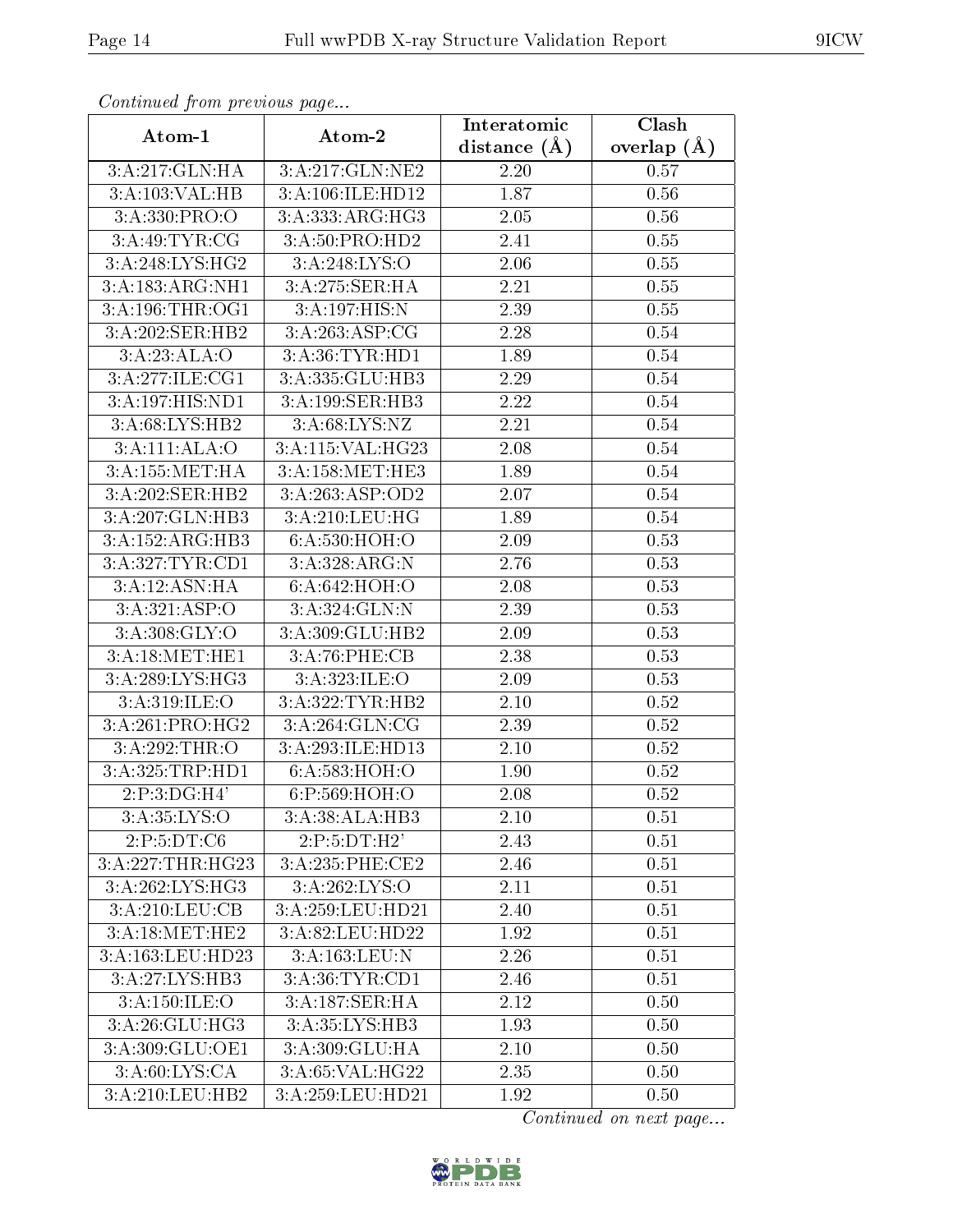*Continued from previous page...*

| Atom-1 | Atom-2 | Interatomic distance (Å) | Clash overlap (Å) |
|---|---|---|---|
| 3:A:217:GLN:HA | 3:A:217:GLN:NE2 | 2.20 | 0.57 |
| 3:A:103:VAL:HB | 3:A:106:ILE:HD12 | 1.87 | 0.56 |
| 3:A:330:PRO:O | 3:A:333:ARG:HG3 | 2.05 | 0.56 |
| 3:A:49:TYR:CG | 3:A:50:PRO:HD2 | 2.41 | 0.55 |
| 3:A:248:LYS:HG2 | 3:A:248:LYS:O | 2.06 | 0.55 |
| 3:A:183:ARG:NH1 | 3:A:275:SER:HA | 2.21 | 0.55 |
| 3:A:196:THR:OG1 | 3:A:197:HIS:N | 2.39 | 0.55 |
| 3:A:202:SER:HB2 | 3:A:263:ASP:CG | 2.28 | 0.54 |
| 3:A:23:ALA:O | 3:A:36:TYR:HD1 | 1.89 | 0.54 |
| 3:A:277:ILE:CG1 | 3:A:335:GLU:HB3 | 2.29 | 0.54 |
| 3:A:197:HIS:ND1 | 3:A:199:SER:HB3 | 2.22 | 0.54 |
| 3:A:68:LYS:HB2 | 3:A:68:LYS:NZ | 2.21 | 0.54 |
| 3:A:111:ALA:O | 3:A:115:VAL:HG23 | 2.08 | 0.54 |
| 3:A:155:MET:HA | 3:A:158:MET:HE3 | 1.89 | 0.54 |
| 3:A:202:SER:HB2 | 3:A:263:ASP:OD2 | 2.07 | 0.54 |
| 3:A:207:GLN:HB3 | 3:A:210:LEU:HG | 1.89 | 0.54 |
| 3:A:152:ARG:HB3 | 6:A:530:HOH:O | 2.09 | 0.53 |
| 3:A:327:TYR:CD1 | 3:A:328:ARG:N | 2.76 | 0.53 |
| 3:A:12:ASN:HA | 6:A:642:HOH:O | 2.08 | 0.53 |
| 3:A:321:ASP:O | 3:A:324:GLN:N | 2.39 | 0.53 |
| 3:A:308:GLY:O | 3:A:309:GLU:HB2 | 2.09 | 0.53 |
| 3:A:18:MET:HE1 | 3:A:76:PHE:CB | 2.38 | 0.53 |
| 3:A:289:LYS:HG3 | 3:A:323:ILE:O | 2.09 | 0.53 |
| 3:A:319:ILE:O | 3:A:322:TYR:HB2 | 2.10 | 0.52 |
| 3:A:261:PRO:HG2 | 3:A:264:GLN:CG | 2.39 | 0.52 |
| 3:A:292:THR:O | 3:A:293:ILE:HD13 | 2.10 | 0.52 |
| 3:A:325:TRP:HD1 | 6:A:583:HOH:O | 1.90 | 0.52 |
| 2:P:3:DG:H4' | 6:P:569:HOH:O | 2.08 | 0.52 |
| 3:A:35:LYS:O | 3:A:38:ALA:HB3 | 2.10 | 0.51 |
| 2:P:5:DT:C6 | 2:P:5:DT:H2' | 2.43 | 0.51 |
| 3:A:227:THR:HG23 | 3:A:235:PHE:CE2 | 2.46 | 0.51 |
| 3:A:262:LYS:HG3 | 3:A:262:LYS:O | 2.11 | 0.51 |
| 3:A:210:LEU:CB | 3:A:259:LEU:HD21 | 2.40 | 0.51 |
| 3:A:18:MET:HE2 | 3:A:82:LEU:HD22 | 1.92 | 0.51 |
| 3:A:163:LEU:HD23 | 3:A:163:LEU:N | 2.26 | 0.51 |
| 3:A:27:LYS:HB3 | 3:A:36:TYR:CD1 | 2.46 | 0.51 |
| 3:A:150:ILE:O | 3:A:187:SER:HA | 2.12 | 0.50 |
| 3:A:26:GLU:HG3 | 3:A:35:LYS:HB3 | 1.93 | 0.50 |
| 3:A:309:GLU:OE1 | 3:A:309:GLU:HA | 2.10 | 0.50 |
| 3:A:60:LYS:CA | 3:A:65:VAL:HG22 | 2.35 | 0.50 |
| 3:A:210:LEU:HB2 | 3:A:259:LEU:HD21 | 1.92 | 0.50 |

*Continued on next page...*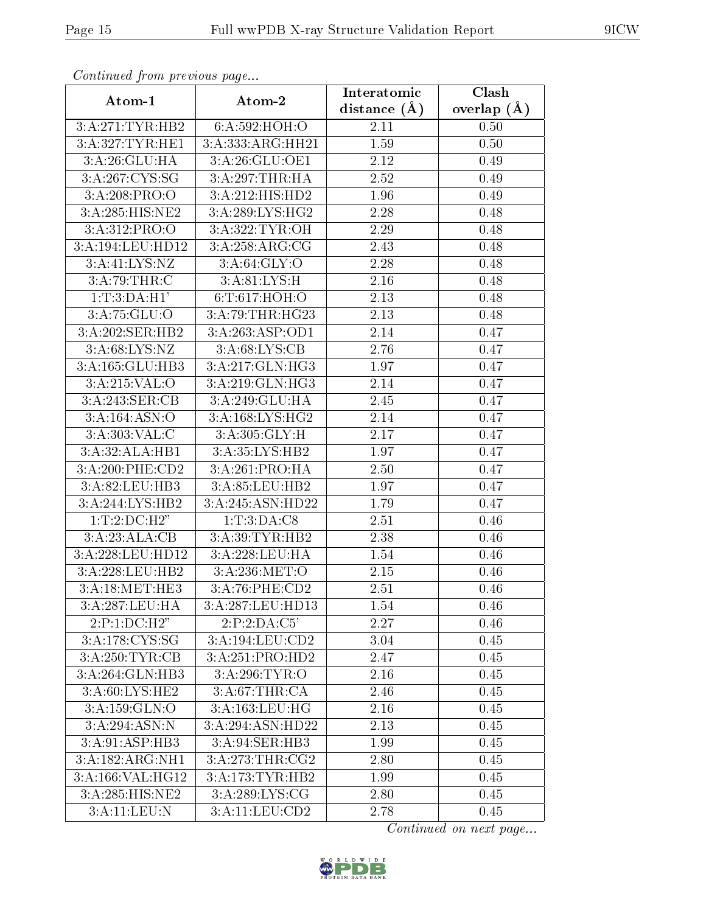*Continued from previous page...*

| Atom-1 | Atom-2 | Interatomic distance (Å) | Clash overlap (Å) |
|---|---|---|---|
| 3:A:271:TYR:HB2 | 6:A:592:HOH:O | 2.11 | 0.50 |
| 3:A:327:TYR:HE1 | 3:A:333:ARG:HH21 | 1.59 | 0.50 |
| 3:A:26:GLU:HA | 3:A:26:GLU:OE1 | 2.12 | 0.49 |
| 3:A:267:CYS:SG | 3:A:297:THR:HA | 2.52 | 0.49 |
| 3:A:208:PRO:O | 3:A:212:HIS:HD2 | 1.96 | 0.49 |
| 3:A:285:HIS:NE2 | 3:A:289:LYS:HG2 | 2.28 | 0.48 |
| 3:A:312:PRO:O | 3:A:322:TYR:OH | 2.29 | 0.48 |
| 3:A:194:LEU:HD12 | 3:A:258:ARG:CG | 2.43 | 0.48 |
| 3:A:41:LYS:NZ | 3:A:64:GLY:O | 2.28 | 0.48 |
| 3:A:79:THR:C | 3:A:81:LYS:H | 2.16 | 0.48 |
| 1:T:3:DA:H1' | 6:T:617:HOH:O | 2.13 | 0.48 |
| 3:A:75:GLU:O | 3:A:79:THR:HG23 | 2.13 | 0.48 |
| 3:A:202:SER:HB2 | 3:A:263:ASP:OD1 | 2.14 | 0.47 |
| 3:A:68:LYS:NZ | 3:A:68:LYS:CB | 2.76 | 0.47 |
| 3:A:165:GLU:HB3 | 3:A:217:GLN:HG3 | 1.97 | 0.47 |
| 3:A:215:VAL:O | 3:A:219:GLN:HG3 | 2.14 | 0.47 |
| 3:A:243:SER:CB | 3:A:249:GLU:HA | 2.45 | 0.47 |
| 3:A:164:ASN:O | 3:A:168:LYS:HG2 | 2.14 | 0.47 |
| 3:A:303:VAL:C | 3:A:305:GLY:H | 2.17 | 0.47 |
| 3:A:32:ALA:HB1 | 3:A:35:LYS:HB2 | 1.97 | 0.47 |
| 3:A:200:PHE:CD2 | 3:A:261:PRO:HA | 2.50 | 0.47 |
| 3:A:82:LEU:HB3 | 3:A:85:LEU:HB2 | 1.97 | 0.47 |
| 3:A:244:LYS:HB2 | 3:A:245:ASN:HD22 | 1.79 | 0.47 |
| 1:T:2:DC:H2" | 1:T:3:DA:C8 | 2.51 | 0.46 |
| 3:A:23:ALA:CB | 3:A:39:TYR:HB2 | 2.38 | 0.46 |
| 3:A:228:LEU:HD12 | 3:A:228:LEU:HA | 1.54 | 0.46 |
| 3:A:228:LEU:HB2 | 3:A:236:MET:O | 2.15 | 0.46 |
| 3:A:18:MET:HE3 | 3:A:76:PHE:CD2 | 2.51 | 0.46 |
| 3:A:287:LEU:HA | 3:A:287:LEU:HD13 | 1.54 | 0.46 |
| 2:P:1:DC:H2" | 2:P:2:DA:C5' | 2.27 | 0.46 |
| 3:A:178:CYS:SG | 3:A:194:LEU:CD2 | 3.04 | 0.45 |
| 3:A:250:TYR:CB | 3:A:251:PRO:HD2 | 2.47 | 0.45 |
| 3:A:264:GLN:HB3 | 3:A:296:TYR:O | 2.16 | 0.45 |
| 3:A:60:LYS:HE2 | 3:A:67:THR:CA | 2.46 | 0.45 |
| 3:A:159:GLN:O | 3:A:163:LEU:HG | 2.16 | 0.45 |
| 3:A:294:ASN:N | 3:A:294:ASN:HD22 | 2.13 | 0.45 |
| 3:A:91:ASP:HB3 | 3:A:94:SER:HB3 | 1.99 | 0.45 |
| 3:A:182:ARG:NH1 | 3:A:273:THR:CG2 | 2.80 | 0.45 |
| 3:A:166:VAL:HG12 | 3:A:173:TYR:HB2 | 1.99 | 0.45 |
| 3:A:285:HIS:NE2 | 3:A:289:LYS:CG | 2.80 | 0.45 |
| 3:A:11:LEU:N | 3:A:11:LEU:CD2 | 2.78 | 0.45 |

*Continued on next page...*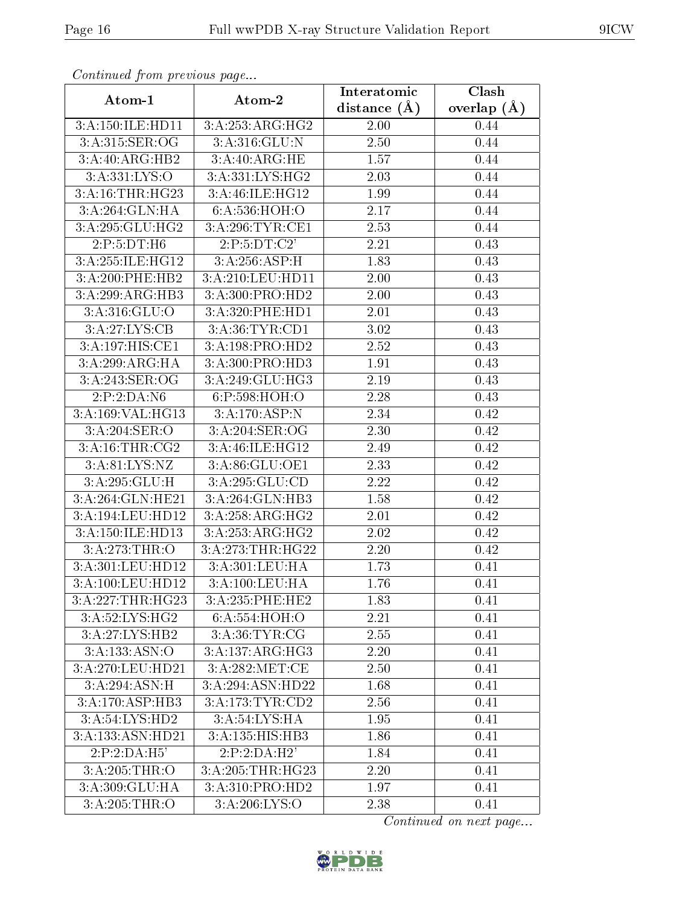*Continued from previous page...*

| Atom-1 | Atom-2 | Interatomic distance (Å) | Clash overlap (Å) |
|---|---|---|---|
| 3:A:150:ILE:HD11 | 3:A:253:ARG:HG2 | 2.00 | 0.44 |
| 3:A:315:SER:OG | 3:A:316:GLU:N | 2.50 | 0.44 |
| 3:A:40:ARG:HB2 | 3:A:40:ARG:HE | 1.57 | 0.44 |
| 3:A:331:LYS:O | 3:A:331:LYS:HG2 | 2.03 | 0.44 |
| 3:A:16:THR:HG23 | 3:A:46:ILE:HG12 | 1.99 | 0.44 |
| 3:A:264:GLN:HA | 6:A:536:HOH:O | 2.17 | 0.44 |
| 3:A:295:GLU:HG2 | 3:A:296:TYR:CE1 | 2.53 | 0.44 |
| 2:P:5:DT:H6 | 2:P:5:DT:C2' | 2.21 | 0.43 |
| 3:A:255:ILE:HG12 | 3:A:256:ASP:H | 1.83 | 0.43 |
| 3:A:200:PHE:HB2 | 3:A:210:LEU:HD11 | 2.00 | 0.43 |
| 3:A:299:ARG:HB3 | 3:A:300:PRO:HD2 | 2.00 | 0.43 |
| 3:A:316:GLU:O | 3:A:320:PHE:HD1 | 2.01 | 0.43 |
| 3:A:27:LYS:CB | 3:A:36:TYR:CD1 | 3.02 | 0.43 |
| 3:A:197:HIS:CE1 | 3:A:198:PRO:HD2 | 2.52 | 0.43 |
| 3:A:299:ARG:HA | 3:A:300:PRO:HD3 | 1.91 | 0.43 |
| 3:A:243:SER:OG | 3:A:249:GLU:HG3 | 2.19 | 0.43 |
| 2:P:2:DA:N6 | 6:P:598:HOH:O | 2.28 | 0.43 |
| 3:A:169:VAL:HG13 | 3:A:170:ASP:N | 2.34 | 0.42 |
| 3:A:204:SER:O | 3:A:204:SER:OG | 2.30 | 0.42 |
| 3:A:16:THR:CG2 | 3:A:46:ILE:HG12 | 2.49 | 0.42 |
| 3:A:81:LYS:NZ | 3:A:86:GLU:OE1 | 2.33 | 0.42 |
| 3:A:295:GLU:H | 3:A:295:GLU:CD | 2.22 | 0.42 |
| 3:A:264:GLN:HE21 | 3:A:264:GLN:HB3 | 1.58 | 0.42 |
| 3:A:194:LEU:HD12 | 3:A:258:ARG:HG2 | 2.01 | 0.42 |
| 3:A:150:ILE:HD13 | 3:A:253:ARG:HG2 | 2.02 | 0.42 |
| 3:A:273:THR:O | 3:A:273:THR:HG22 | 2.20 | 0.42 |
| 3:A:301:LEU:HD12 | 3:A:301:LEU:HA | 1.73 | 0.41 |
| 3:A:100:LEU:HD12 | 3:A:100:LEU:HA | 1.76 | 0.41 |
| 3:A:227:THR:HG23 | 3:A:235:PHE:HE2 | 1.83 | 0.41 |
| 3:A:52:LYS:HG2 | 6:A:554:HOH:O | 2.21 | 0.41 |
| 3:A:27:LYS:HB2 | 3:A:36:TYR:CG | 2.55 | 0.41 |
| 3:A:133:ASN:O | 3:A:137:ARG:HG3 | 2.20 | 0.41 |
| 3:A:270:LEU:HD21 | 3:A:282:MET:CE | 2.50 | 0.41 |
| 3:A:294:ASN:H | 3:A:294:ASN:HD22 | 1.68 | 0.41 |
| 3:A:170:ASP:HB3 | 3:A:173:TYR:CD2 | 2.56 | 0.41 |
| 3:A:54:LYS:HD2 | 3:A:54:LYS:HA | 1.95 | 0.41 |
| 3:A:133:ASN:HD21 | 3:A:135:HIS:HB3 | 1.86 | 0.41 |
| 2:P:2:DA:H5' | 2:P:2:DA:H2' | 1.84 | 0.41 |
| 3:A:205:THR:O | 3:A:205:THR:HG23 | 2.20 | 0.41 |
| 3:A:309:GLU:HA | 3:A:310:PRO:HD2 | 1.97 | 0.41 |
| 3:A:205:THR:O | 3:A:206:LYS:O | 2.38 | 0.41 |

*Continued on next page...*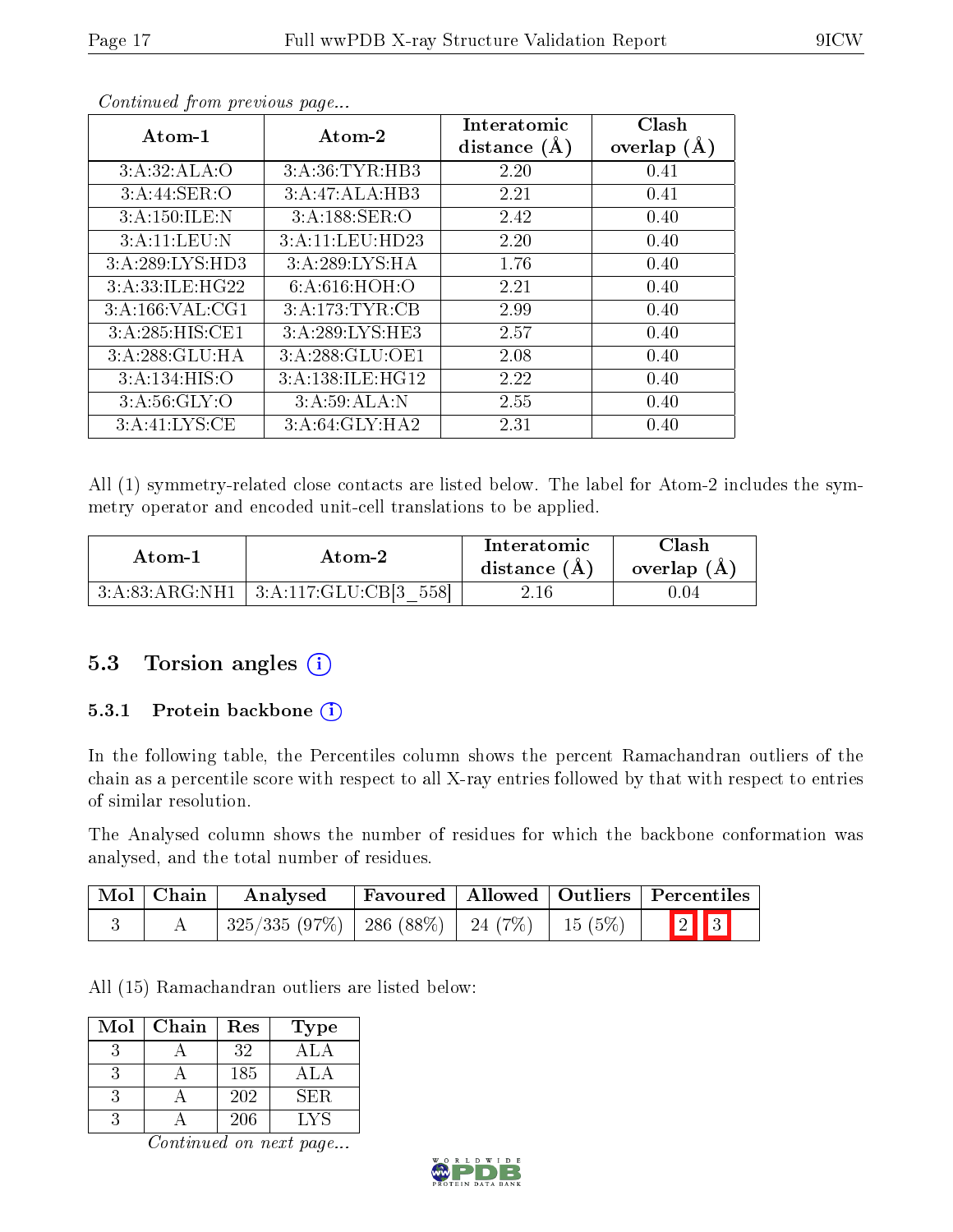*Continued from previous page...*

| Atom-1 | Atom-2 | Interatomic distance (Å) | Clash overlap (Å) |
|---|---|---|---|
| 3:A:32:ALA:O | 3:A:36:TYR:HB3 | 2.20 | 0.41 |
| 3:A:44:SER:O | 3:A:47:ALA:HB3 | 2.21 | 0.41 |
| 3:A:150:ILE:N | 3:A:188:SER:O | 2.42 | 0.40 |
| 3:A:11:LEU:N | 3:A:11:LEU:HD23 | 2.20 | 0.40 |
| 3:A:289:LYS:HD3 | 3:A:289:LYS:HA | 1.76 | 0.40 |
| 3:A:33:ILE:HG22 | 6:A:616:HOH:O | 2.21 | 0.40 |
| 3:A:166:VAL:CG1 | 3:A:173:TYR:CB | 2.99 | 0.40 |
| 3:A:285:HIS:CE1 | 3:A:289:LYS:HE3 | 2.57 | 0.40 |
| 3:A:288:GLU:HA | 3:A:288:GLU:OE1 | 2.08 | 0.40 |
| 3:A:134:HIS:O | 3:A:138:ILE:HG12 | 2.22 | 0.40 |
| 3:A:56:GLY:O | 3:A:59:ALA:N | 2.55 | 0.40 |
| 3:A:41:LYS:CE | 3:A:64:GLY:HA2 | 2.31 | 0.40 |

All (1) symmetry-related close contacts are listed below. The label for Atom-2 includes the symmetry operator and encoded unit-cell translations to be applied.

| Atom-1 | Atom-2 | Interatomic distance (Å) | Clash overlap (Å) |
|---|---|---|---|
| 3:A:83:ARG:NH1 | 3:A:117:GLU:CB[3_558] | 2.16 | 0.04 |

## 5.3 Torsion angles

### 5.3.1 Protein backbone

In the following table, the Percentiles column shows the percent Ramachandran outliers of the chain as a percentile score with respect to all X-ray entries followed by that with respect to entries of similar resolution.

The Analysed column shows the number of residues for which the backbone conformation was analysed, and the total number of residues.

| Mol | Chain | Analysed | Favoured | Allowed | Outliers | Percentiles | |
|---|---|---|---|---|---|---|---|
| 3 | A | 325/335 (97%) | 286 (88%) | 24 (7%) | 15 (5%) | 2 | 3 |

All (15) Ramachandran outliers are listed below:

| Mol | Chain | Res | Type |
|---|---|---|---|
| 3 | A | 32 | ALA |
| 3 | A | 185 | ALA |
| 3 | A | 202 | SER |
| 3 | A | 206 | LYS |

*Continued on next page...*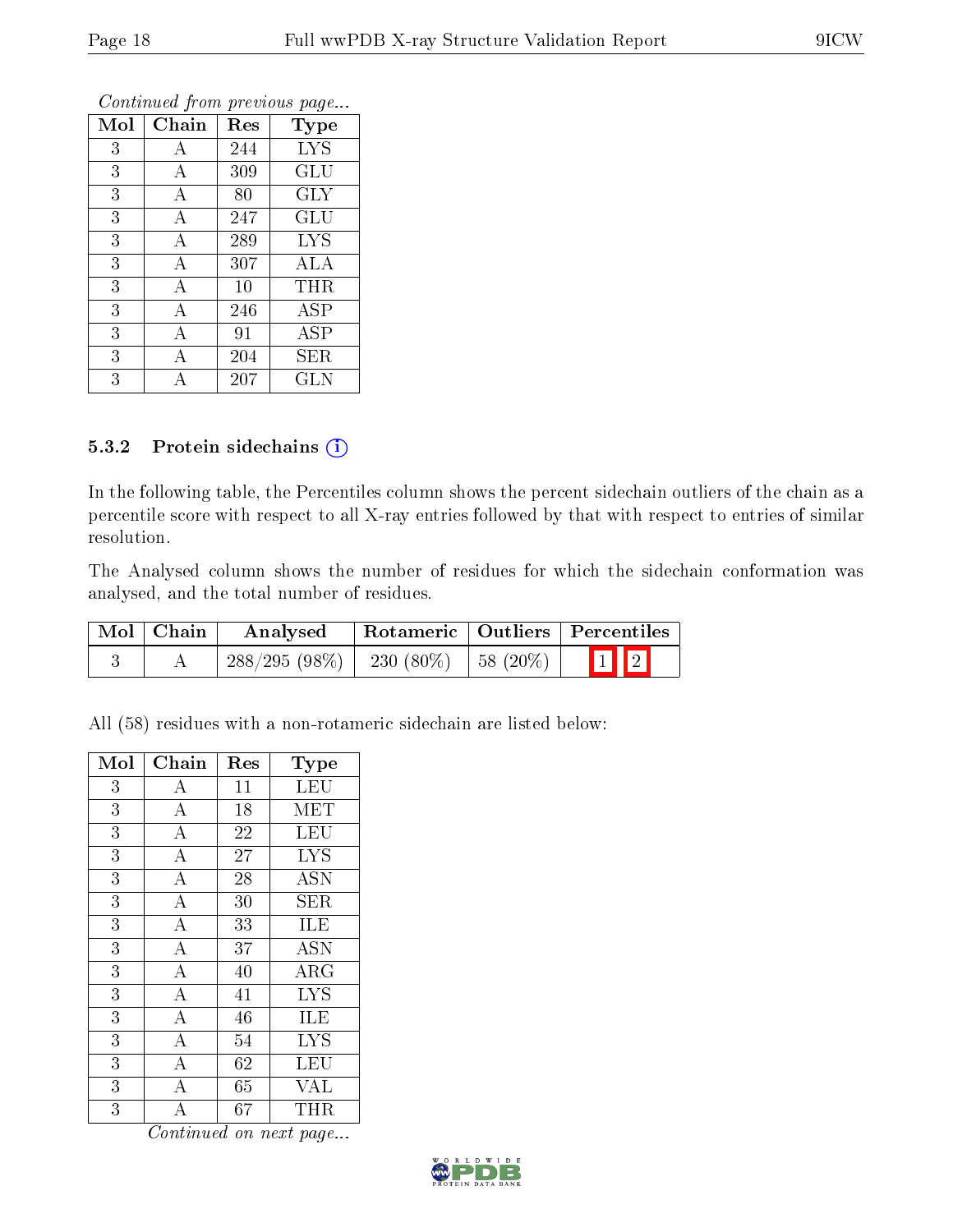*Continued from previous page...*

| Mol | Chain | Res | Type |
|---|---|---|---|
| 3 | A | 244 | LYS |
| 3 | A | 309 | GLU |
| 3 | A | 80 | GLY |
| 3 | A | 247 | GLU |
| 3 | A | 289 | LYS |
| 3 | A | 307 | ALA |
| 3 | A | 10 | THR |
| 3 | A | 246 | ASP |
| 3 | A | 91 | ASP |
| 3 | A | 204 | SER |
| 3 | A | 207 | GLN |

### 5.3.2 Protein sidechains

In the following table, the Percentiles column shows the percent sidechain outliers of the chain as a percentile score with respect to all X-ray entries followed by that with respect to entries of similar resolution.

The Analysed column shows the number of residues for which the sidechain conformation was analysed, and the total number of residues.

| Mol | Chain | Analysed | Rotameric | Outliers | Percentiles |
|---|---|---|---|---|---|
| 3 | A | 288/295 (98%) | 230 (80%) | 58 (20%) | 1 2 |

All (58) residues with a non-rotameric sidechain are listed below:

| Mol | Chain | Res | Type |
|---|---|---|---|
| 3 | A | 11 | LEU |
| 3 | A | 18 | MET |
| 3 | A | 22 | LEU |
| 3 | A | 27 | LYS |
| 3 | A | 28 | ASN |
| 3 | A | 30 | SER |
| 3 | A | 33 | ILE |
| 3 | A | 37 | ASN |
| 3 | A | 40 | ARG |
| 3 | A | 41 | LYS |
| 3 | A | 46 | ILE |
| 3 | A | 54 | LYS |
| 3 | A | 62 | LEU |
| 3 | A | 65 | VAL |
| 3 | A | 67 | THR |

*Continued on next page...*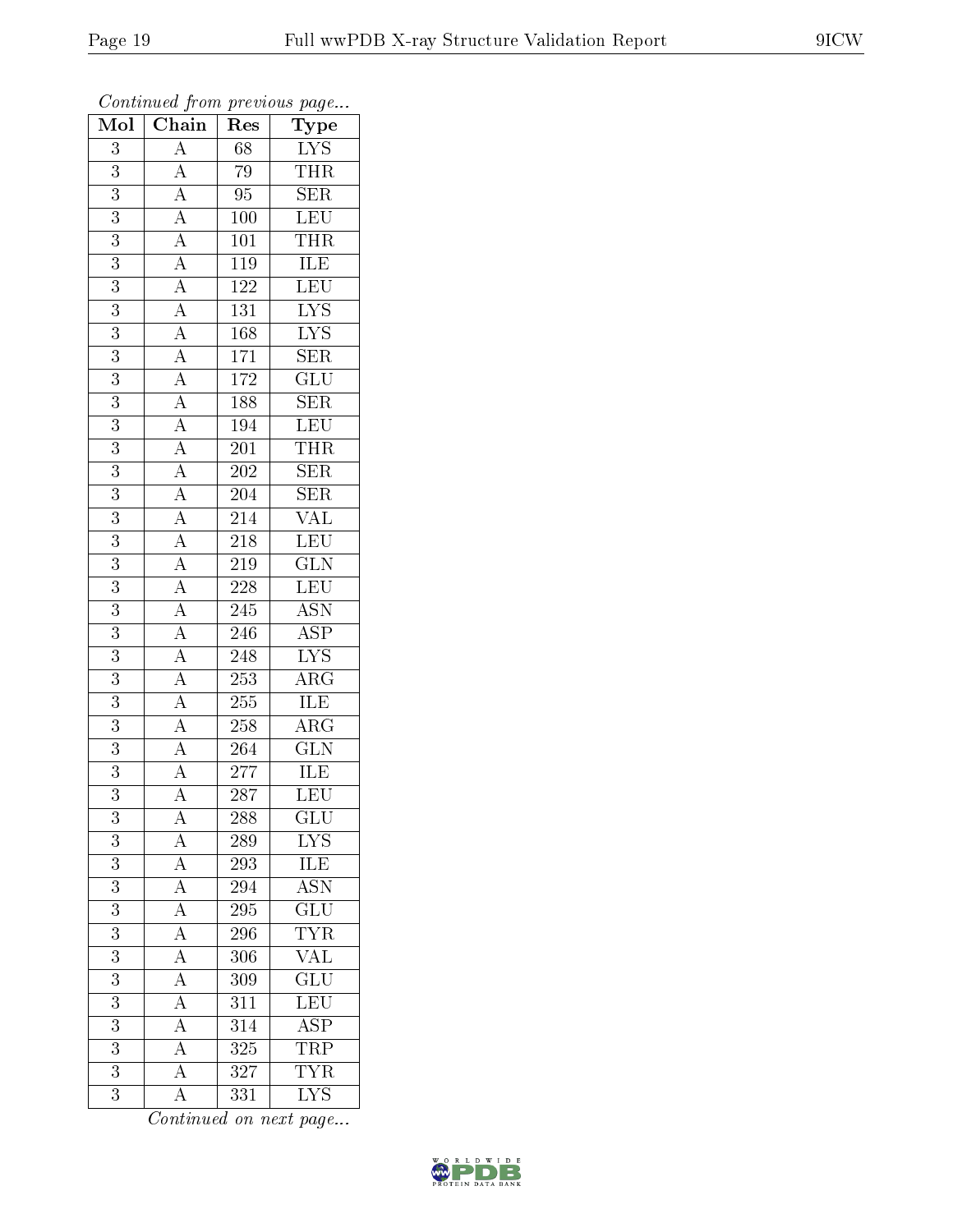*Continued from previous page...*

| Mol | Chain | Res | Type |
|---|---|---|---|
| 3 | A | 68 | LYS |
| 3 | A | 79 | THR |
| 3 | A | 95 | SER |
| 3 | A | 100 | LEU |
| 3 | A | 101 | THR |
| 3 | A | 119 | ILE |
| 3 | A | 122 | LEU |
| 3 | A | 131 | LYS |
| 3 | A | 168 | LYS |
| 3 | A | 171 | SER |
| 3 | A | 172 | GLU |
| 3 | A | 188 | SER |
| 3 | A | 194 | LEU |
| 3 | A | 201 | THR |
| 3 | A | 202 | SER |
| 3 | A | 204 | SER |
| 3 | A | 214 | VAL |
| 3 | A | 218 | LEU |
| 3 | A | 219 | GLN |
| 3 | A | 228 | LEU |
| 3 | A | 245 | ASN |
| 3 | A | 246 | ASP |
| 3 | A | 248 | LYS |
| 3 | A | 253 | ARG |
| 3 | A | 255 | ILE |
| 3 | A | 258 | ARG |
| 3 | A | 264 | GLN |
| 3 | A | 277 | ILE |
| 3 | A | 287 | LEU |
| 3 | A | 288 | GLU |
| 3 | A | 289 | LYS |
| 3 | A | 293 | ILE |
| 3 | A | 294 | ASN |
| 3 | A | 295 | GLU |
| 3 | A | 296 | TYR |
| 3 | A | 306 | VAL |
| 3 | A | 309 | GLU |
| 3 | A | 311 | LEU |
| 3 | A | 314 | ASP |
| 3 | A | 325 | TRP |
| 3 | A | 327 | TYR |
| 3 | A | 331 | LYS |

*Continued on next page...*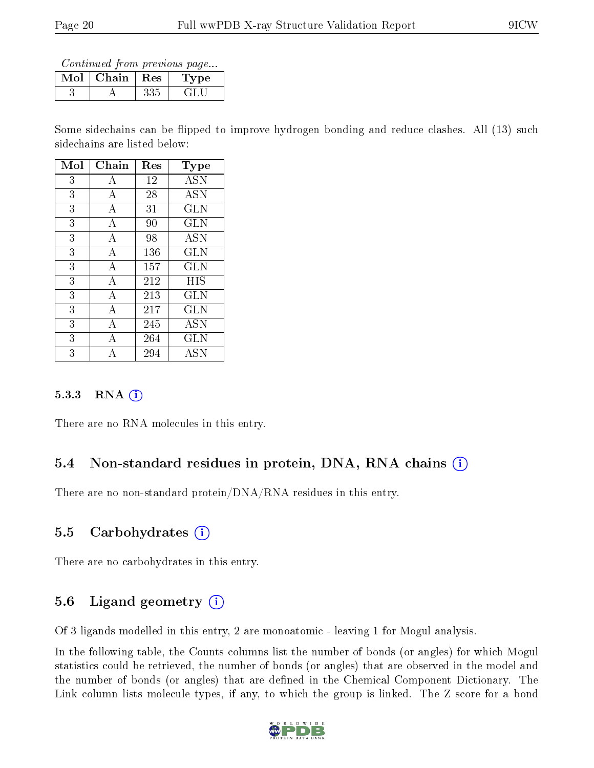*Continued from previous page...*

| Mol | Chain | Res | Type |
| --- | --- | --- | --- |
| 3 | A | 335 | GLU |

Some sidechains can be flipped to improve hydrogen bonding and reduce clashes. All (13) such sidechains are listed below:

| Mol | Chain | Res | Type |
| --- | --- | --- | --- |
| 3 | A | 12 | ASN |
| 3 | A | 28 | ASN |
| 3 | A | 31 | GLN |
| 3 | A | 90 | GLN |
| 3 | A | 98 | ASN |
| 3 | A | 136 | GLN |
| 3 | A | 157 | GLN |
| 3 | A | 212 | HIS |
| 3 | A | 213 | GLN |
| 3 | A | 217 | GLN |
| 3 | A | 245 | ASN |
| 3 | A | 264 | GLN |
| 3 | A | 294 | ASN |

### 5.3.3 RNA

There are no RNA molecules in this entry.

## 5.4 Non-standard residues in protein, DNA, RNA chains

There are no non-standard protein/DNA/RNA residues in this entry.

## 5.5 Carbohydrates

There are no carbohydrates in this entry.

## 5.6 Ligand geometry

Of 3 ligands modelled in this entry, 2 are monoatomic - leaving 1 for Mogul analysis.

In the following table, the Counts columns list the number of bonds (or angles) for which Mogul statistics could be retrieved, the number of bonds (or angles) that are observed in the model and the number of bonds (or angles) that are defined in the Chemical Component Dictionary. The Link column lists molecule types, if any, to which the group is linked. The Z score for a bond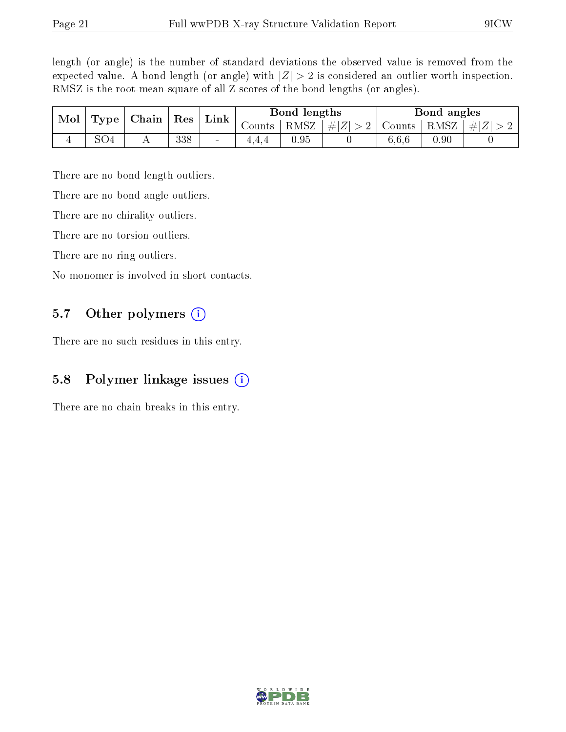length (or angle) is the number of standard deviations the observed value is removed from the expected value. A bond length (or angle) with $|Z| > 2$ is considered an outlier worth inspection. RMSZ is the root-mean-square of all Z scores of the bond lengths (or angles).

| Mol | Type | Chain | Res | Link | Bond lengths | | | Bond angles | | |
|---|---|---|---|---|---|---|---|---|---|---|
| | | | | | Counts | RMSZ | $\#\|Z\| > 2$ | Counts | RMSZ | $\#\|Z\| > 2$ |
| 4 | SO4 | A | 338 | - | 4,4,4 | 0.95 | 0 | 6,6,6 | 0.90 | 0 |

There are no bond length outliers.

There are no bond angle outliers.

There are no chirality outliers.

There are no torsion outliers.

There are no ring outliers.

No monomer is involved in short contacts.

## 5.7 Other polymers

There are no such residues in this entry.

## 5.8 Polymer linkage issues

There are no chain breaks in this entry.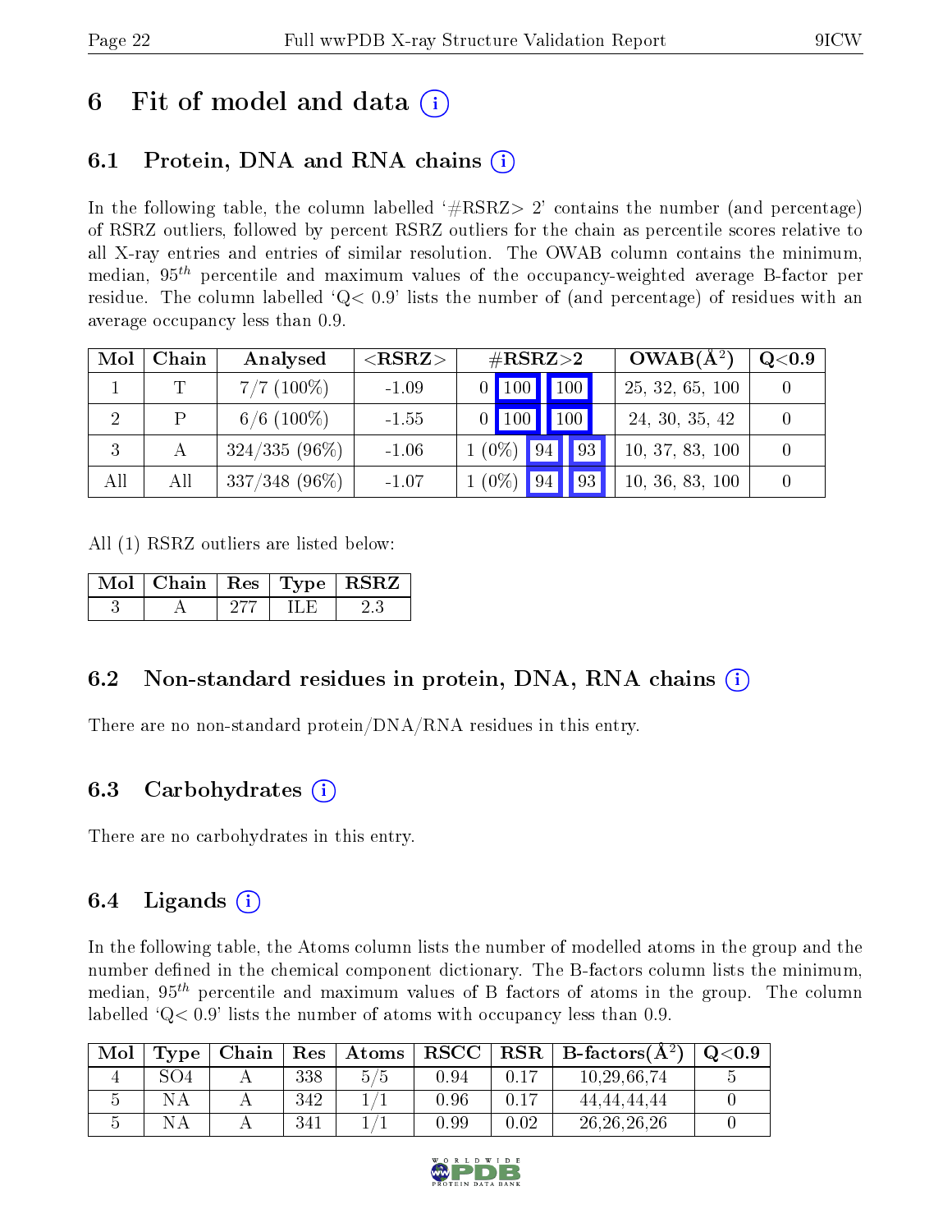# 6 Fit of model and data (i)

## 6.1 Protein, DNA and RNA chains (i)

In the following table, the column labelled '#RSRZ> 2' contains the number (and percentage) of RSRZ outliers, followed by percent RSRZ outliers for the chain as percentile scores relative to all X-ray entries and entries of similar resolution. The OWAB column contains the minimum, median, $95^{th}$ percentile and maximum values of the occupancy-weighted average B-factor per residue. The column labelled 'Q< 0.9' lists the number of (and percentage) of residues with an average occupancy less than 0.9.

| Mol | Chain | Analysed | <RSRZ> | #RSRZ>2 | | | OWAB(Å$^2$) | Q<0.9 |
|---|---|---|---|---|---|---|---|---|
| 1 | T | 7/7 (100%) | -1.09 | 0 | 100 | 100 | 25, 32, 65, 100 | 0 |
| 2 | P | 6/6 (100%) | -1.55 | 0 | 100 | 100 | 24, 30, 35, 42 | 0 |
| 3 | A | 324/335 (96%) | -1.06 | 1 (0%) | 94 | 93 | 10, 37, 83, 100 | 0 |
| All | All | 337/348 (96%) | -1.07 | 1 (0%) | 94 | 93 | 10, 36, 83, 100 | 0 |

All (1) RSRZ outliers are listed below:

| Mol | Chain | Res | Type | RSRZ |
|---|---|---|---|---|
| 3 | A | 277 | ILE | 2.3 |

## 6.2 Non-standard residues in protein, DNA, RNA chains (i)

There are no non-standard protein/DNA/RNA residues in this entry.

## 6.3 Carbohydrates (i)

There are no carbohydrates in this entry.

## 6.4 Ligands (i)

In the following table, the Atoms column lists the number of modelled atoms in the group and the number defined in the chemical component dictionary. The B-factors column lists the minimum, median, $95^{th}$ percentile and maximum values of B factors of atoms in the group. The column labelled 'Q< 0.9' lists the number of atoms with occupancy less than 0.9.

| Mol | Type | Chain | Res | Atoms | RSCC | RSR | B-factors(Å$^2$) | Q<0.9 |
|---|---|---|---|---|---|---|---|---|
| 4 | SO4 | A | 338 | 5/5 | 0.94 | 0.17 | 10,29,66,74 | 5 |
| 5 | NA | A | 342 | 1/1 | 0.96 | 0.17 | 44,44,44,44 | 0 |
| 5 | NA | A | 341 | 1/1 | 0.99 | 0.02 | 26,26,26,26 | 0 |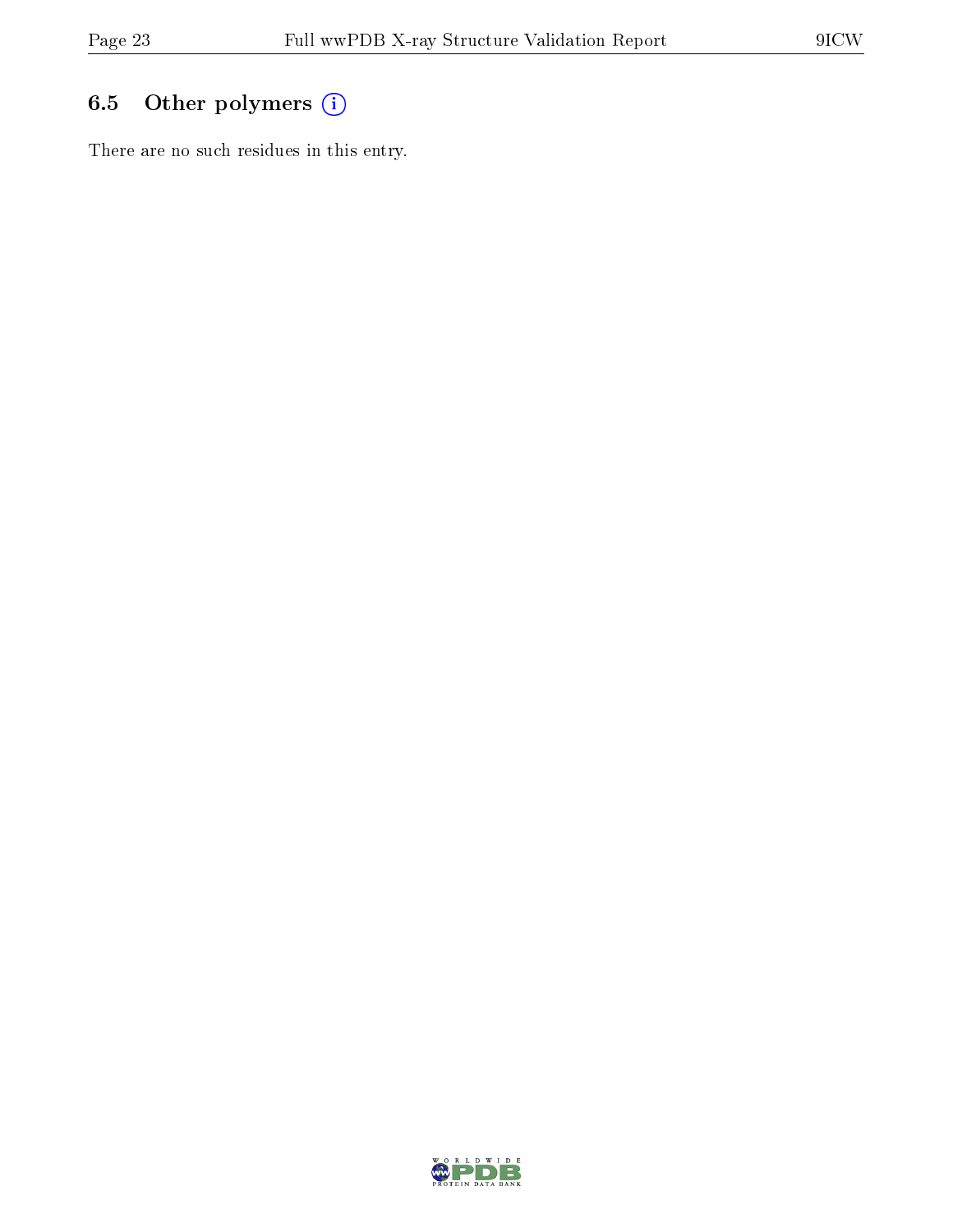### 6.5 Other polymers (i)

There are no such residues in this entry.